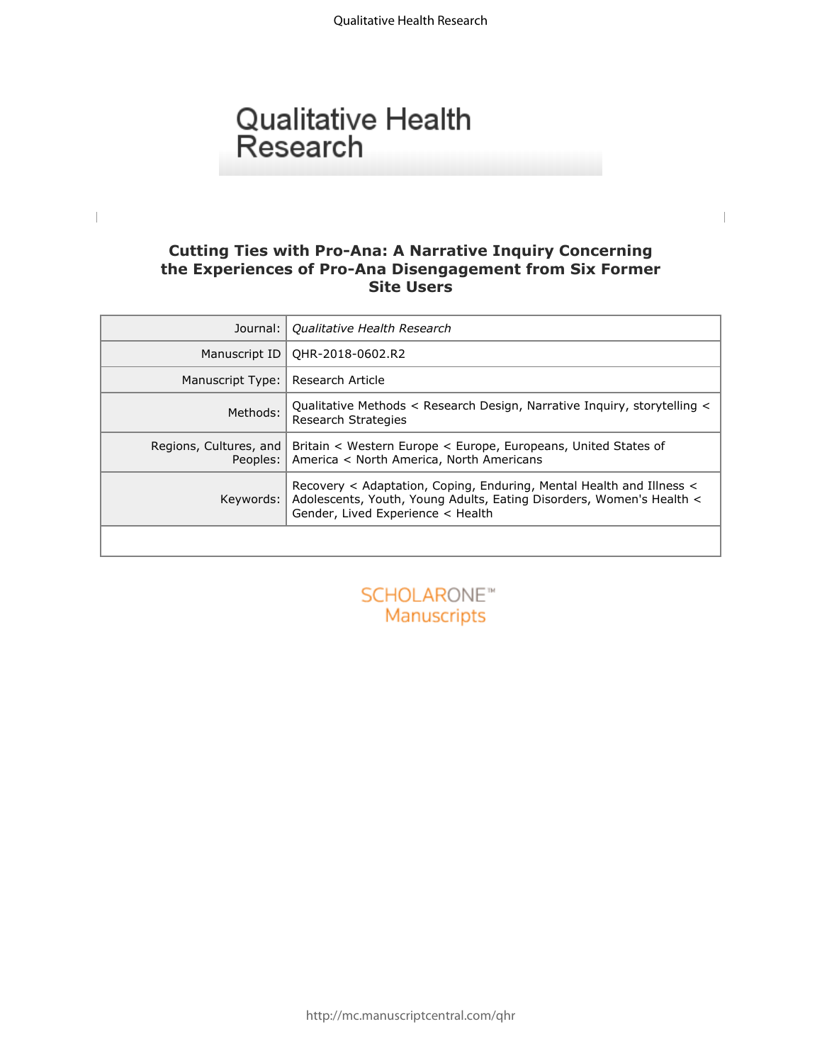# Qualitative Health Research

## Cutting Ties with Pro-Ana: A Narrative Inquiry Concerning the Experiences of Pro-Ana Disengagement from Six Former Site Users

| | |
|---|---|
| Journal: | *Qualitative Health Research* |
| Manuscript ID | QHR-2018-0602.R2 |
| Manuscript Type: | Research Article |
| Methods: | Qualitative Methods < Research Design, Narrative Inquiry, storytelling < Research Strategies |
| Regions, Cultures, and Peoples: | Britain < Western Europe < Europe, Europeans, United States of America < North America, North Americans |
| Keywords: | Recovery < Adaptation, Coping, Enduring, Mental Health and Illness < Adolescents, Youth, Young Adults, Eating Disorders, Women's Health < Gender, Lived Experience < Health |

SCHOLARONE™ Manuscripts

http://mc.manuscriptcentral.com/qhr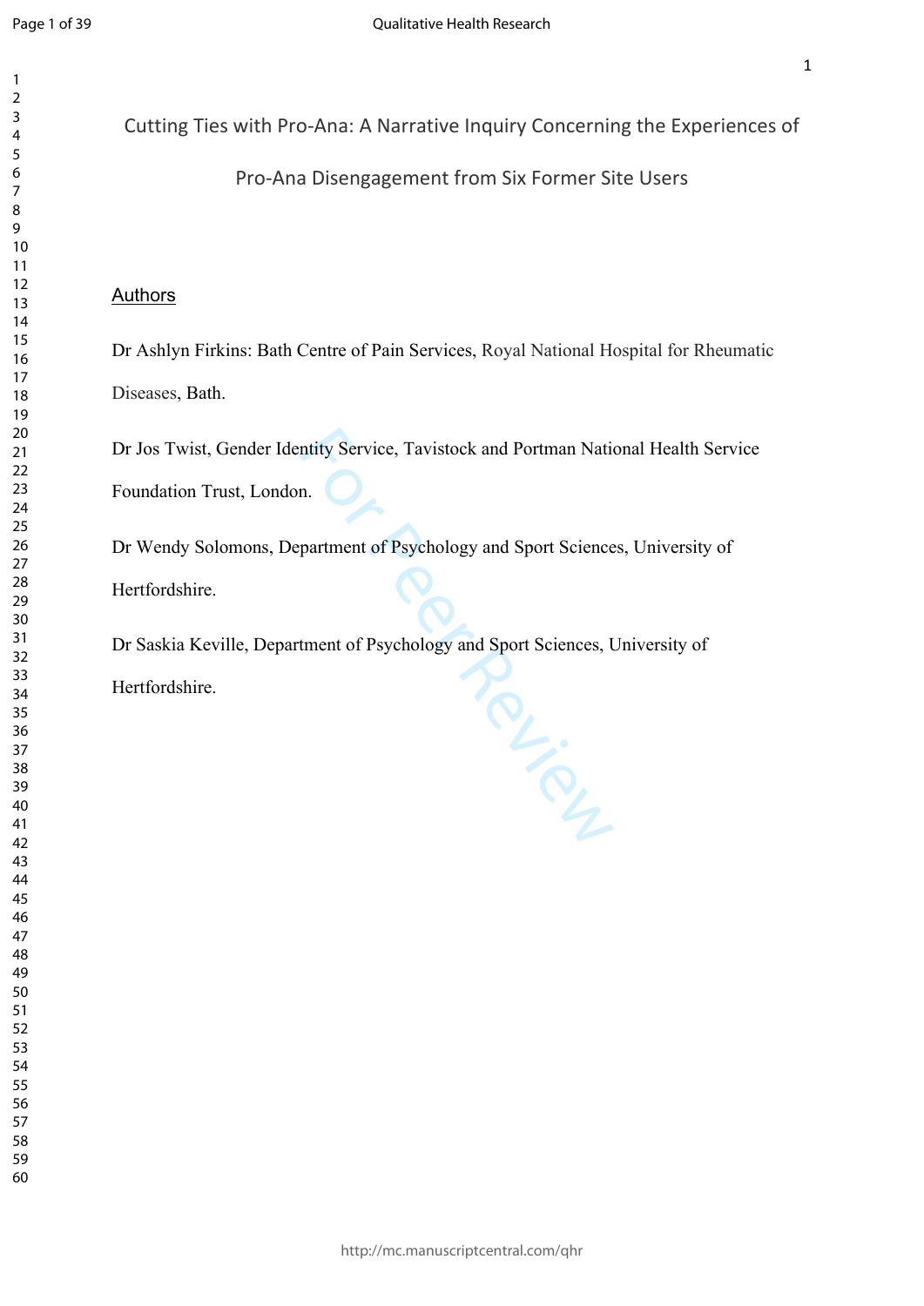# Cutting Ties with Pro-Ana: A Narrative Inquiry Concerning the Experiences of Pro-Ana Disengagement from Six Former Site Users

## Authors

Dr Ashlyn Firkins: Bath Centre of Pain Services, Royal National Hospital for Rheumatic Diseases, Bath.

Dr Jos Twist, Gender Identity Service, Tavistock and Portman National Health Service Foundation Trust, London.

Dr Wendy Solomons, Department of Psychology and Sport Sciences, University of Hertfordshire.

Dr Saskia Keville, Department of Psychology and Sport Sciences, University of Hertfordshire.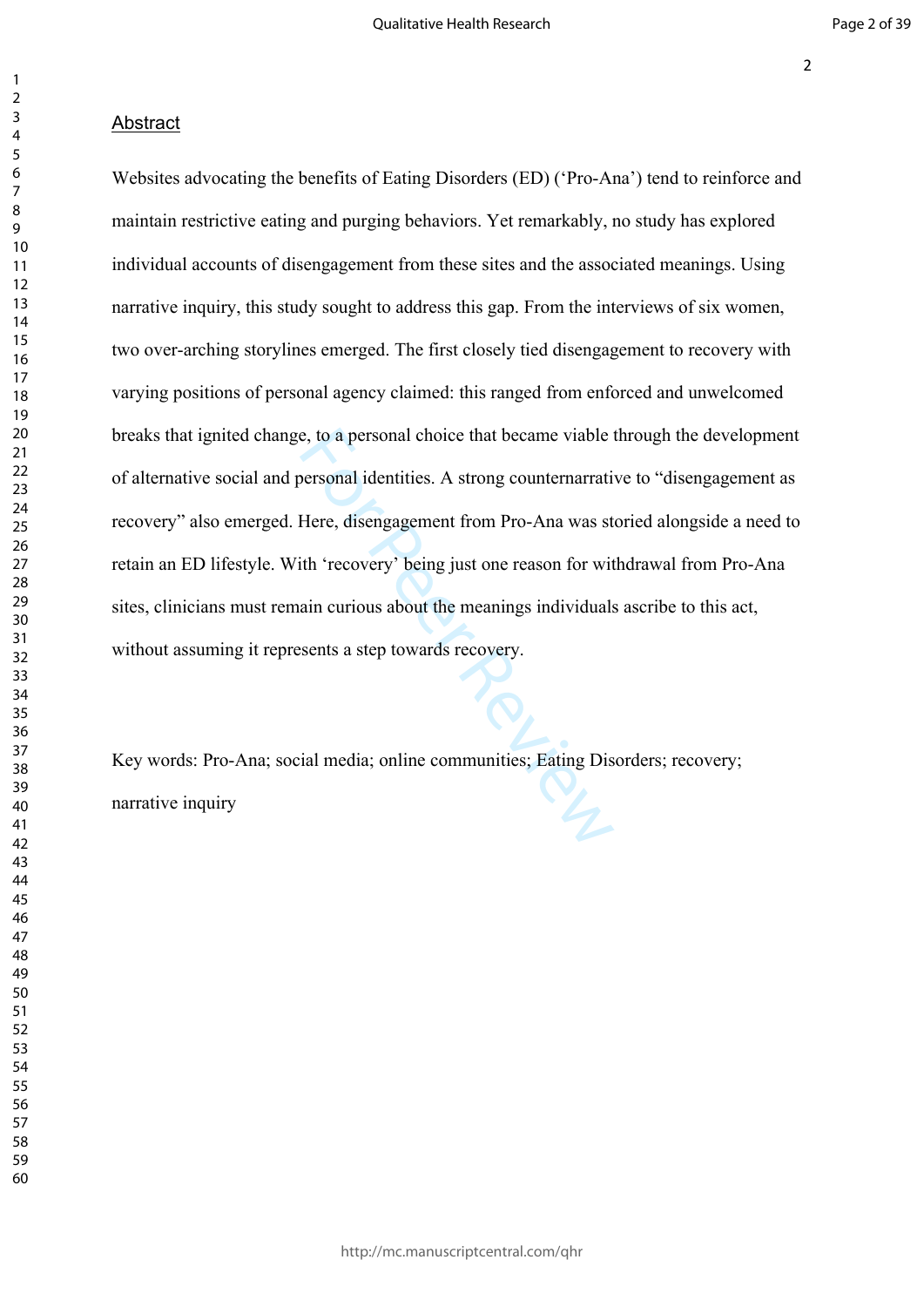## Abstract

Websites advocating the benefits of Eating Disorders (ED) ('Pro-Ana') tend to reinforce and maintain restrictive eating and purging behaviors. Yet remarkably, no study has explored individual accounts of disengagement from these sites and the associated meanings. Using narrative inquiry, this study sought to address this gap. From the interviews of six women, two over-arching storylines emerged. The first closely tied disengagement to recovery with varying positions of personal agency claimed: this ranged from enforced and unwelcomed breaks that ignited change, to a personal choice that became viable through the development of alternative social and personal identities. A strong counternarrative to "disengagement as recovery" also emerged. Here, disengagement from Pro-Ana was storied alongside a need to retain an ED lifestyle. With 'recovery' being just one reason for withdrawal from Pro-Ana sites, clinicians must remain curious about the meanings individuals ascribe to this act, without assuming it represents a step towards recovery.

Key words: Pro-Ana; social media; online communities; Eating Disorders; recovery; narrative inquiry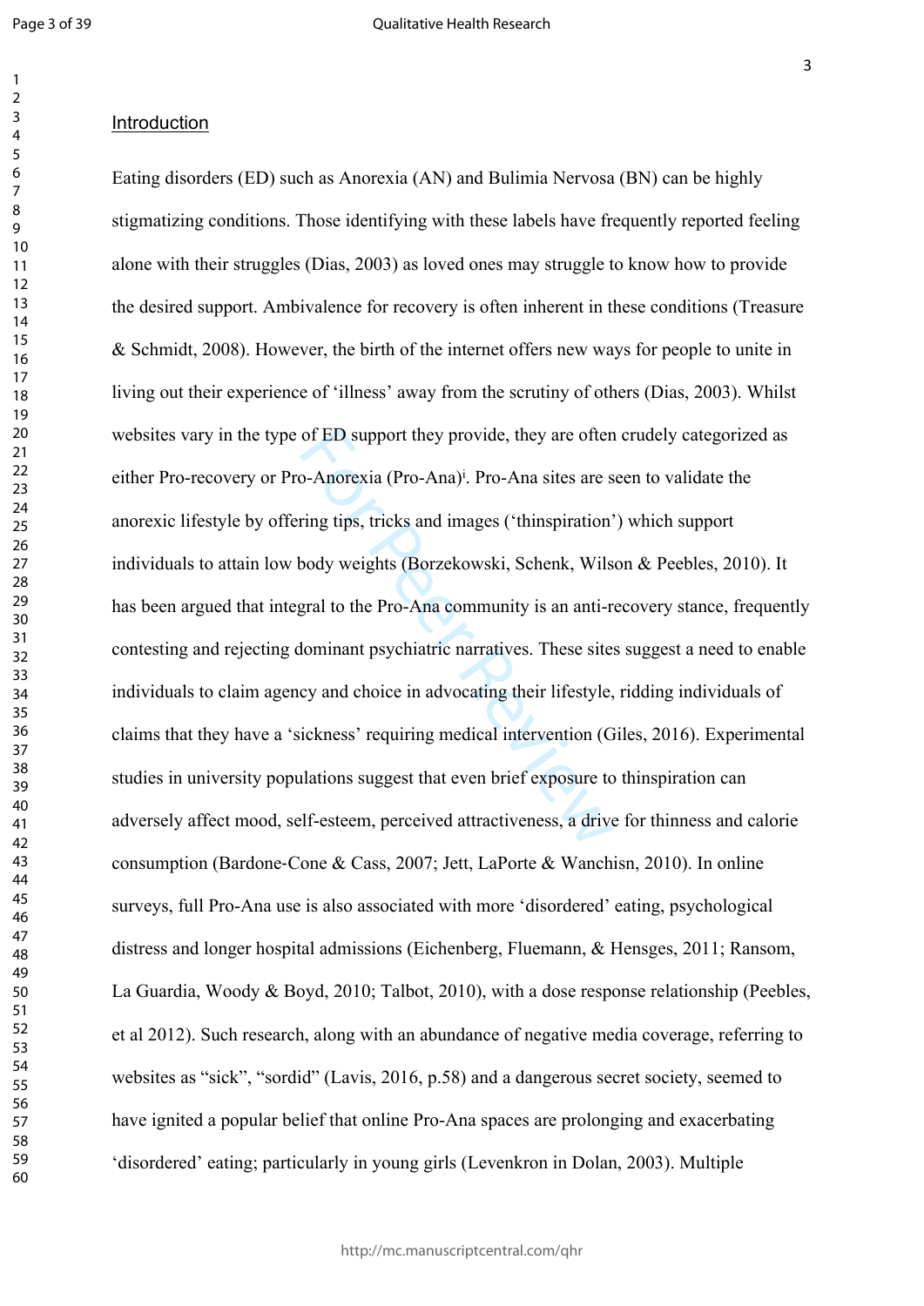## Introduction

Eating disorders (ED) such as Anorexia (AN) and Bulimia Nervosa (BN) can be highly stigmatizing conditions. Those identifying with these labels have frequently reported feeling alone with their struggles (Dias, 2003) as loved ones may struggle to know how to provide the desired support. Ambivalence for recovery is often inherent in these conditions (Treasure & Schmidt, 2008). However, the birth of the internet offers new ways for people to unite in living out their experience of 'illness' away from the scrutiny of others (Dias, 2003). Whilst websites vary in the type of ED support they provide, they are often crudely categorized as either Pro-recovery or Pro-Anorexia (Pro-Ana)[i]. Pro-Ana sites are seen to validate the anorexic lifestyle by offering tips, tricks and images ('thinspiration') which support individuals to attain low body weights (Borzekowski, Schenk, Wilson & Peebles, 2010). It has been argued that integral to the Pro-Ana community is an anti-recovery stance, frequently contesting and rejecting dominant psychiatric narratives. These sites suggest a need to enable individuals to claim agency and choice in advocating their lifestyle, ridding individuals of claims that they have a 'sickness' requiring medical intervention (Giles, 2016). Experimental studies in university populations suggest that even brief exposure to thinspiration can adversely affect mood, self-esteem, perceived attractiveness, a drive for thinness and calorie consumption (Bardone-Cone & Cass, 2007; Jett, LaPorte & Wanchisn, 2010). In online surveys, full Pro-Ana use is also associated with more 'disordered' eating, psychological distress and longer hospital admissions (Eichenberg, Fluemann, & Hensges, 2011; Ransom, La Guardia, Woody & Boyd, 2010; Talbot, 2010), with a dose response relationship (Peebles, et al 2012). Such research, along with an abundance of negative media coverage, referring to websites as "sick", "sordid" (Lavis, 2016, p.58) and a dangerous secret society, seemed to have ignited a popular belief that online Pro-Ana spaces are prolonging and exacerbating 'disordered' eating; particularly in young girls (Levenkron in Dolan, 2003). Multiple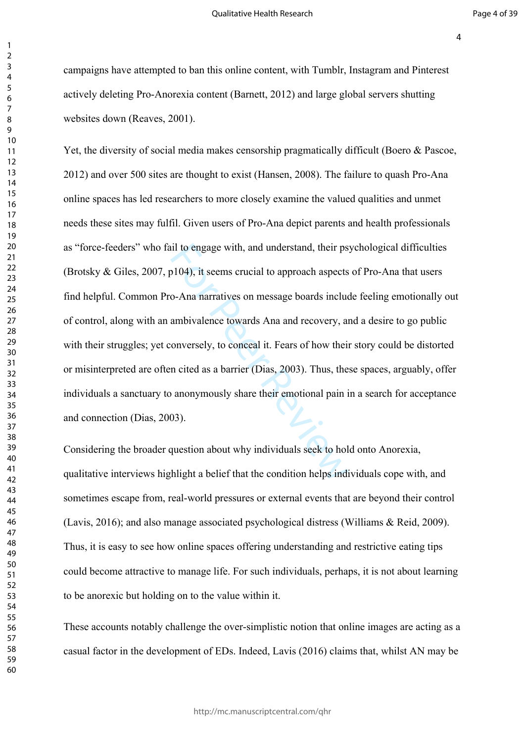campaigns have attempted to ban this online content, with Tumblr, Instagram and Pinterest actively deleting Pro-Anorexia content (Barnett, 2012) and large global servers shutting websites down (Reaves, 2001).

Yet, the diversity of social media makes censorship pragmatically difficult (Boero & Pascoe, 2012) and over 500 sites are thought to exist (Hansen, 2008). The failure to quash Pro-Ana online spaces has led researchers to more closely examine the valued qualities and unmet needs these sites may fulfil. Given users of Pro-Ana depict parents and health professionals as "force-feeders" who fail to engage with, and understand, their psychological difficulties (Brotsky & Giles, 2007, p104), it seems crucial to approach aspects of Pro-Ana that users find helpful. Common Pro-Ana narratives on message boards include feeling emotionally out of control, along with an ambivalence towards Ana and recovery, and a desire to go public with their struggles; yet conversely, to conceal it. Fears of how their story could be distorted or misinterpreted are often cited as a barrier (Dias, 2003). Thus, these spaces, arguably, offer individuals a sanctuary to anonymously share their emotional pain in a search for acceptance and connection (Dias, 2003).

Considering the broader question about why individuals seek to hold onto Anorexia, qualitative interviews highlight a belief that the condition helps individuals cope with, and sometimes escape from, real-world pressures or external events that are beyond their control (Lavis, 2016); and also manage associated psychological distress (Williams & Reid, 2009). Thus, it is easy to see how online spaces offering understanding and restrictive eating tips could become attractive to manage life. For such individuals, perhaps, it is not about learning to be anorexic but holding on to the value within it.

These accounts notably challenge the over-simplistic notion that online images are acting as a casual factor in the development of EDs. Indeed, Lavis (2016) claims that, whilst AN may be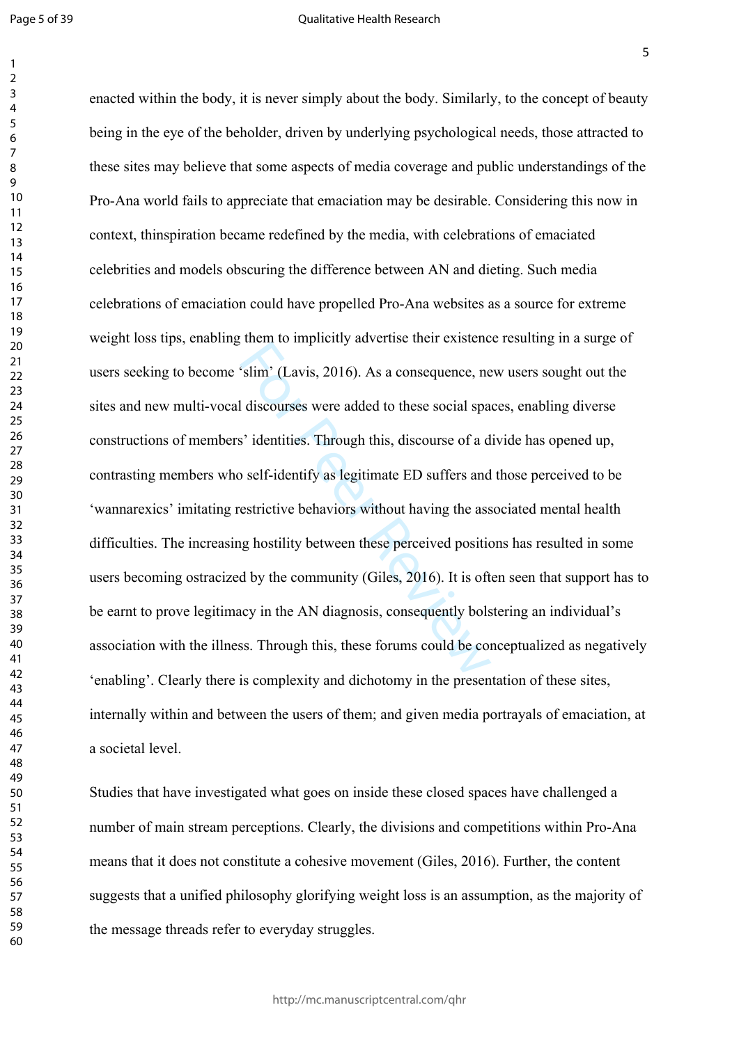enacted within the body, it is never simply about the body. Similarly, to the concept of beauty being in the eye of the beholder, driven by underlying psychological needs, those attracted to these sites may believe that some aspects of media coverage and public understandings of the Pro-Ana world fails to appreciate that emaciation may be desirable. Considering this now in context, thinspiration became redefined by the media, with celebrations of emaciated celebrities and models obscuring the difference between AN and dieting. Such media celebrations of emaciation could have propelled Pro-Ana websites as a source for extreme weight loss tips, enabling them to implicitly advertise their existence resulting in a surge of users seeking to become 'slim' (Lavis, 2016). As a consequence, new users sought out the sites and new multi-vocal discourses were added to these social spaces, enabling diverse constructions of members' identities. Through this, discourse of a divide has opened up, contrasting members who self-identify as legitimate ED suffers and those perceived to be 'wannarexics' imitating restrictive behaviors without having the associated mental health difficulties. The increasing hostility between these perceived positions has resulted in some users becoming ostracized by the community (Giles, 2016). It is often seen that support has to be earnt to prove legitimacy in the AN diagnosis, consequently bolstering an individual's association with the illness. Through this, these forums could be conceptualized as negatively 'enabling'. Clearly there is complexity and dichotomy in the presentation of these sites, internally within and between the users of them; and given media portrayals of emaciation, at a societal level.

Studies that have investigated what goes on inside these closed spaces have challenged a number of main stream perceptions. Clearly, the divisions and competitions within Pro-Ana means that it does not constitute a cohesive movement (Giles, 2016). Further, the content suggests that a unified philosophy glorifying weight loss is an assumption, as the majority of the message threads refer to everyday struggles.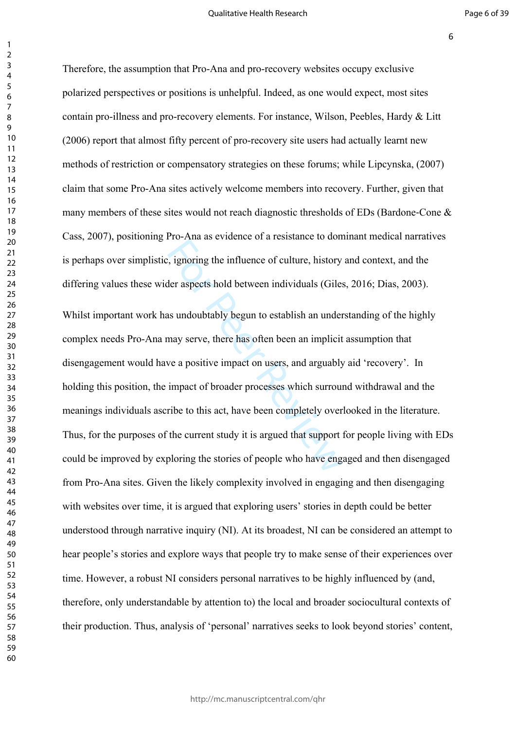Therefore, the assumption that Pro-Ana and pro-recovery websites occupy exclusive polarized perspectives or positions is unhelpful. Indeed, as one would expect, most sites contain pro-illness and pro-recovery elements. For instance, Wilson, Peebles, Hardy & Litt (2006) report that almost fifty percent of pro-recovery site users had actually learnt new methods of restriction or compensatory strategies on these forums; while Lipcynska, (2007) claim that some Pro-Ana sites actively welcome members into recovery. Further, given that many members of these sites would not reach diagnostic thresholds of EDs (Bardone-Cone & Cass, 2007), positioning Pro-Ana as evidence of a resistance to dominant medical narratives is perhaps over simplistic, ignoring the influence of culture, history and context, and the differing values these wider aspects hold between individuals (Giles, 2016; Dias, 2003).

Whilst important work has undoubtably begun to establish an understanding of the highly complex needs Pro-Ana may serve, there has often been an implicit assumption that disengagement would have a positive impact on users, and arguably aid 'recovery'. In holding this position, the impact of broader processes which surround withdrawal and the meanings individuals ascribe to this act, have been completely overlooked in the literature. Thus, for the purposes of the current study it is argued that support for people living with EDs could be improved by exploring the stories of people who have engaged and then disengaged from Pro-Ana sites. Given the likely complexity involved in engaging and then disengaging with websites over time, it is argued that exploring users' stories in depth could be better understood through narrative inquiry (NI). At its broadest, NI can be considered an attempt to hear people's stories and explore ways that people try to make sense of their experiences over time. However, a robust NI considers personal narratives to be highly influenced by (and, therefore, only understandable by attention to) the local and broader sociocultural contexts of their production. Thus, analysis of 'personal' narratives seeks to look beyond stories' content,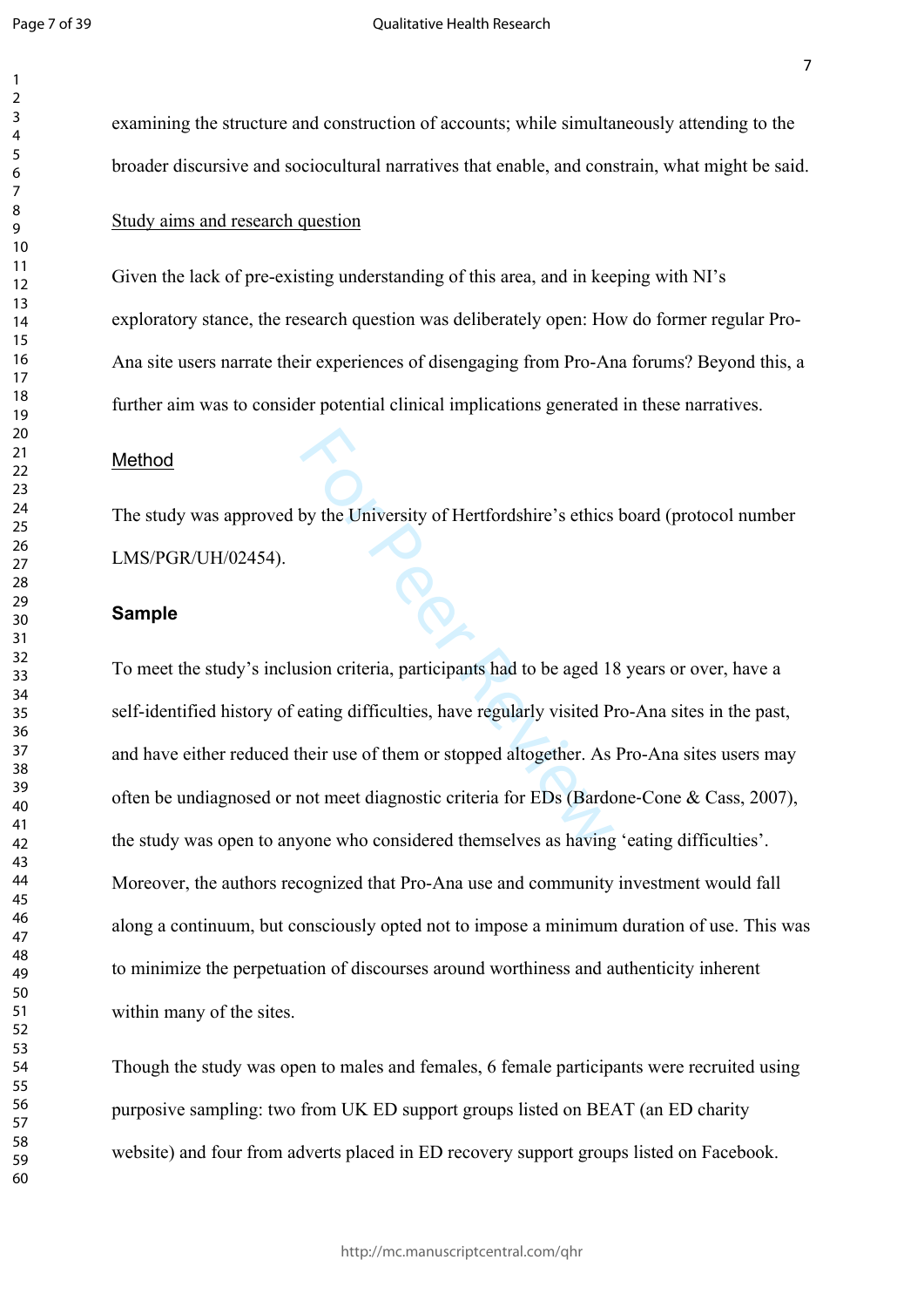examining the structure and construction of accounts; while simultaneously attending to the broader discursive and sociocultural narratives that enable, and constrain, what might be said.

## Study aims and research question

Given the lack of pre-existing understanding of this area, and in keeping with NI's exploratory stance, the research question was deliberately open: How do former regular Pro-Ana site users narrate their experiences of disengaging from Pro-Ana forums? Beyond this, a further aim was to consider potential clinical implications generated in these narratives.

## Method

The study was approved by the University of Hertfordshire's ethics board (protocol number LMS/PGR/UH/02454).

### Sample

To meet the study's inclusion criteria, participants had to be aged 18 years or over, have a self-identified history of eating difficulties, have regularly visited Pro-Ana sites in the past, and have either reduced their use of them or stopped altogether. As Pro-Ana sites users may often be undiagnosed or not meet diagnostic criteria for EDs (Bardone-Cone & Cass, 2007), the study was open to anyone who considered themselves as having 'eating difficulties'. Moreover, the authors recognized that Pro-Ana use and community investment would fall along a continuum, but consciously opted not to impose a minimum duration of use. This was to minimize the perpetuation of discourses around worthiness and authenticity inherent within many of the sites.

Though the study was open to males and females, 6 female participants were recruited using purposive sampling: two from UK ED support groups listed on BEAT (an ED charity website) and four from adverts placed in ED recovery support groups listed on Facebook.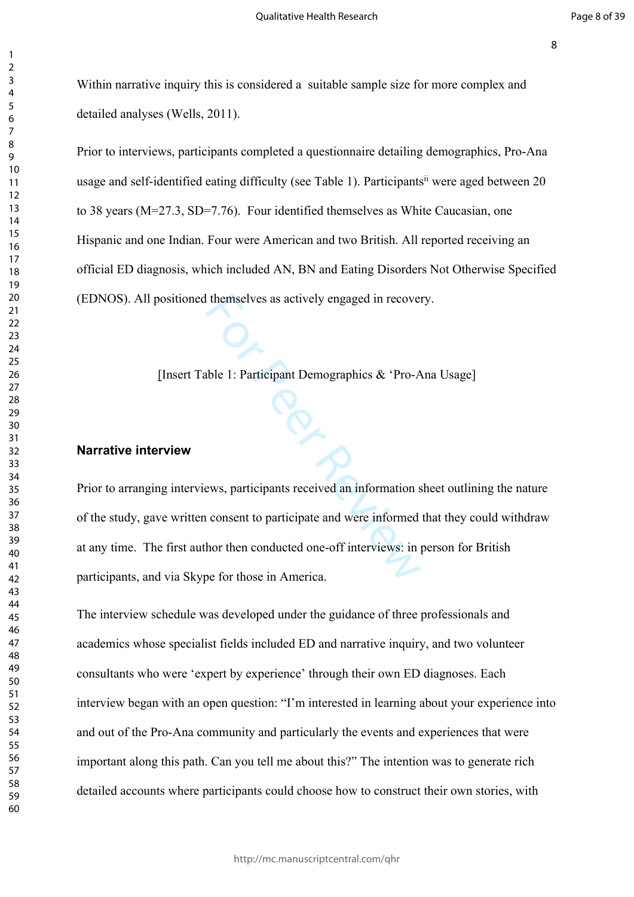Within narrative inquiry this is considered a suitable sample size for more complex and detailed analyses (Wells, 2011).

Prior to interviews, participants completed a questionnaire detailing demographics, Pro-Ana usage and self-identified eating difficulty (see Table 1). Participants[ii] were aged between 20 to 38 years (M=27.3, SD=7.76). Four identified themselves as White Caucasian, one Hispanic and one Indian. Four were American and two British. All reported receiving an official ED diagnosis, which included AN, BN and Eating Disorders Not Otherwise Specified (EDNOS). All positioned themselves as actively engaged in recovery.

[Insert Table 1: Participant Demographics & 'Pro-Ana Usage]

**Narrative interview**

Prior to arranging interviews, participants received an information sheet outlining the nature of the study, gave written consent to participate and were informed that they could withdraw at any time. The first author then conducted one-off interviews: in person for British participants, and via Skype for those in America.

The interview schedule was developed under the guidance of three professionals and academics whose specialist fields included ED and narrative inquiry, and two volunteer consultants who were 'expert by experience' through their own ED diagnoses. Each interview began with an open question: "I'm interested in learning about your experience into and out of the Pro-Ana community and particularly the events and experiences that were important along this path. Can you tell me about this?" The intention was to generate rich detailed accounts where participants could choose how to construct their own stories, with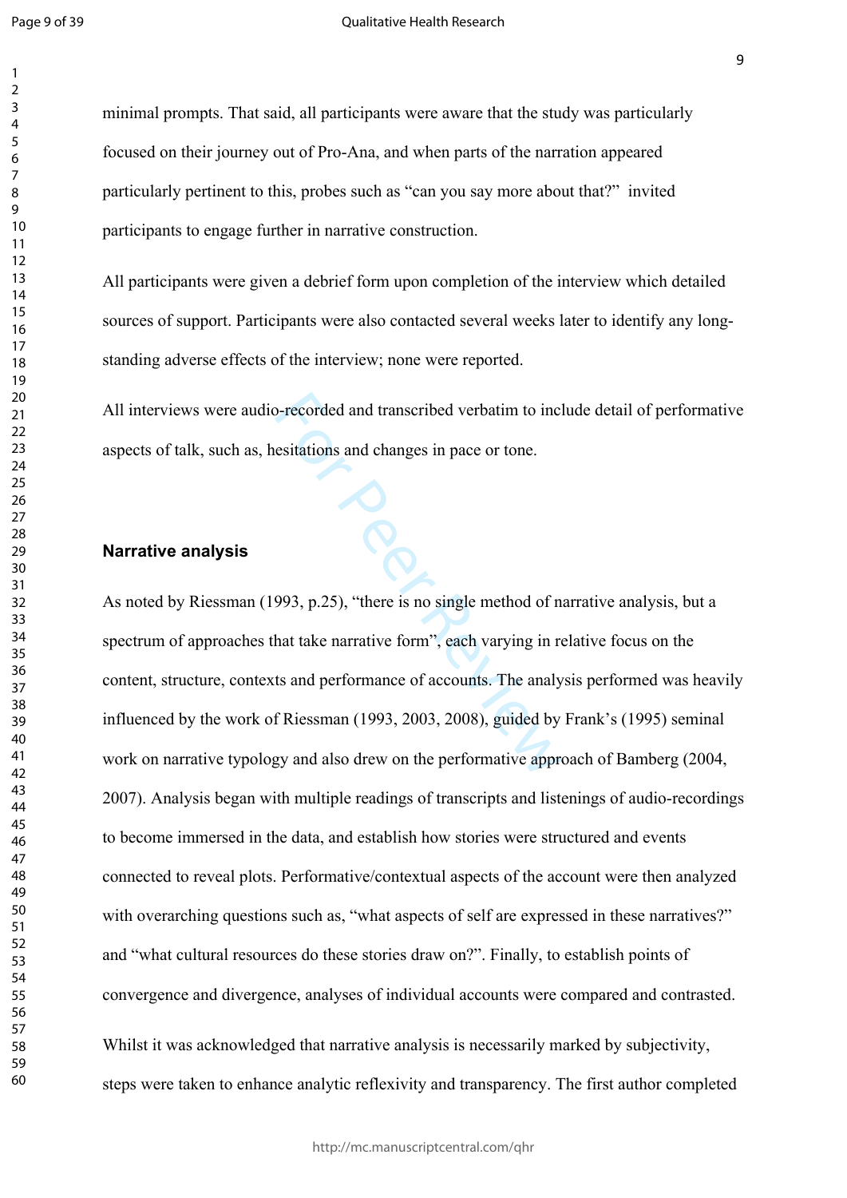minimal prompts. That said, all participants were aware that the study was particularly focused on their journey out of Pro-Ana, and when parts of the narration appeared particularly pertinent to this, probes such as "can you say more about that?" invited participants to engage further in narrative construction.

All participants were given a debrief form upon completion of the interview which detailed sources of support. Participants were also contacted several weeks later to identify any long-standing adverse effects of the interview; none were reported.

All interviews were audio-recorded and transcribed verbatim to include detail of performative aspects of talk, such as, hesitations and changes in pace or tone.

## Narrative analysis

As noted by Riessman (1993, p.25), "there is no single method of narrative analysis, but a spectrum of approaches that take narrative form", each varying in relative focus on the content, structure, contexts and performance of accounts. The analysis performed was heavily influenced by the work of Riessman (1993, 2003, 2008), guided by Frank's (1995) seminal work on narrative typology and also drew on the performative approach of Bamberg (2004, 2007). Analysis began with multiple readings of transcripts and listenings of audio-recordings to become immersed in the data, and establish how stories were structured and events connected to reveal plots. Performative/contextual aspects of the account were then analyzed with overarching questions such as, "what aspects of self are expressed in these narratives?" and "what cultural resources do these stories draw on?". Finally, to establish points of convergence and divergence, analyses of individual accounts were compared and contrasted.

Whilst it was acknowledged that narrative analysis is necessarily marked by subjectivity, steps were taken to enhance analytic reflexivity and transparency. The first author completed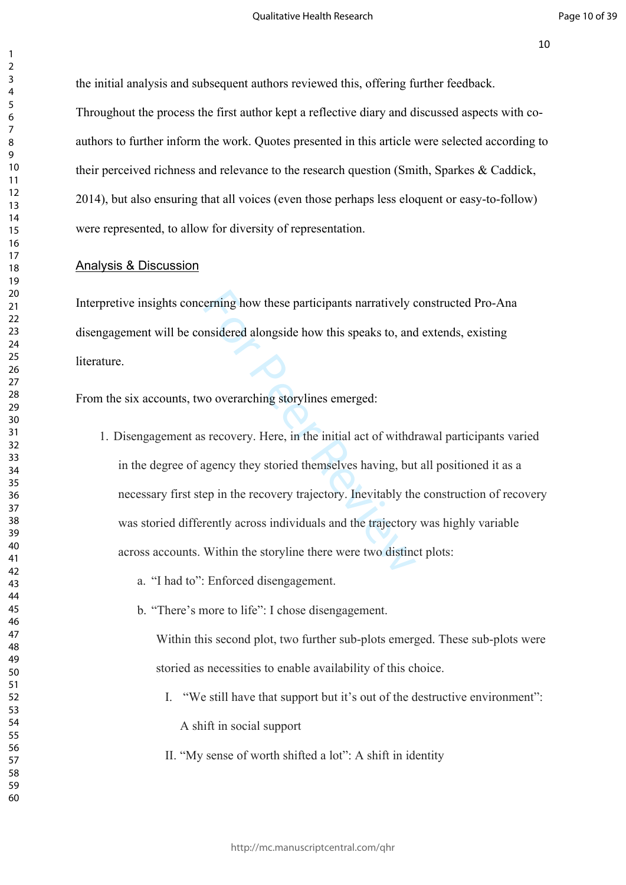the initial analysis and subsequent authors reviewed this, offering further feedback. Throughout the process the first author kept a reflective diary and discussed aspects with co-authors to further inform the work. Quotes presented in this article were selected according to their perceived richness and relevance to the research question (Smith, Sparkes & Caddick, 2014), but also ensuring that all voices (even those perhaps less eloquent or easy-to-follow) were represented, to allow for diversity of representation.

## Analysis & Discussion

Interpretive insights concerning how these participants narratively constructed Pro-Ana disengagement will be considered alongside how this speaks to, and extends, existing literature.

From the six accounts, two overarching storylines emerged:

1. Disengagement as recovery. Here, in the initial act of withdrawal participants varied in the degree of agency they storied themselves having, but all positioned it as a necessary first step in the recovery trajectory. Inevitably the construction of recovery was storied differently across individuals and the trajectory was highly variable across accounts. Within the storyline there were two distinct plots:
    a. "I had to": Enforced disengagement.
    b. "There's more to life": I chose disengagement.

       Within this second plot, two further sub-plots emerged. These sub-plots were storied as necessities to enable availability of this choice.

        I. "We still have that support but it's out of the destructive environment": A shift in social support

        II. "My sense of worth shifted a lot": A shift in identity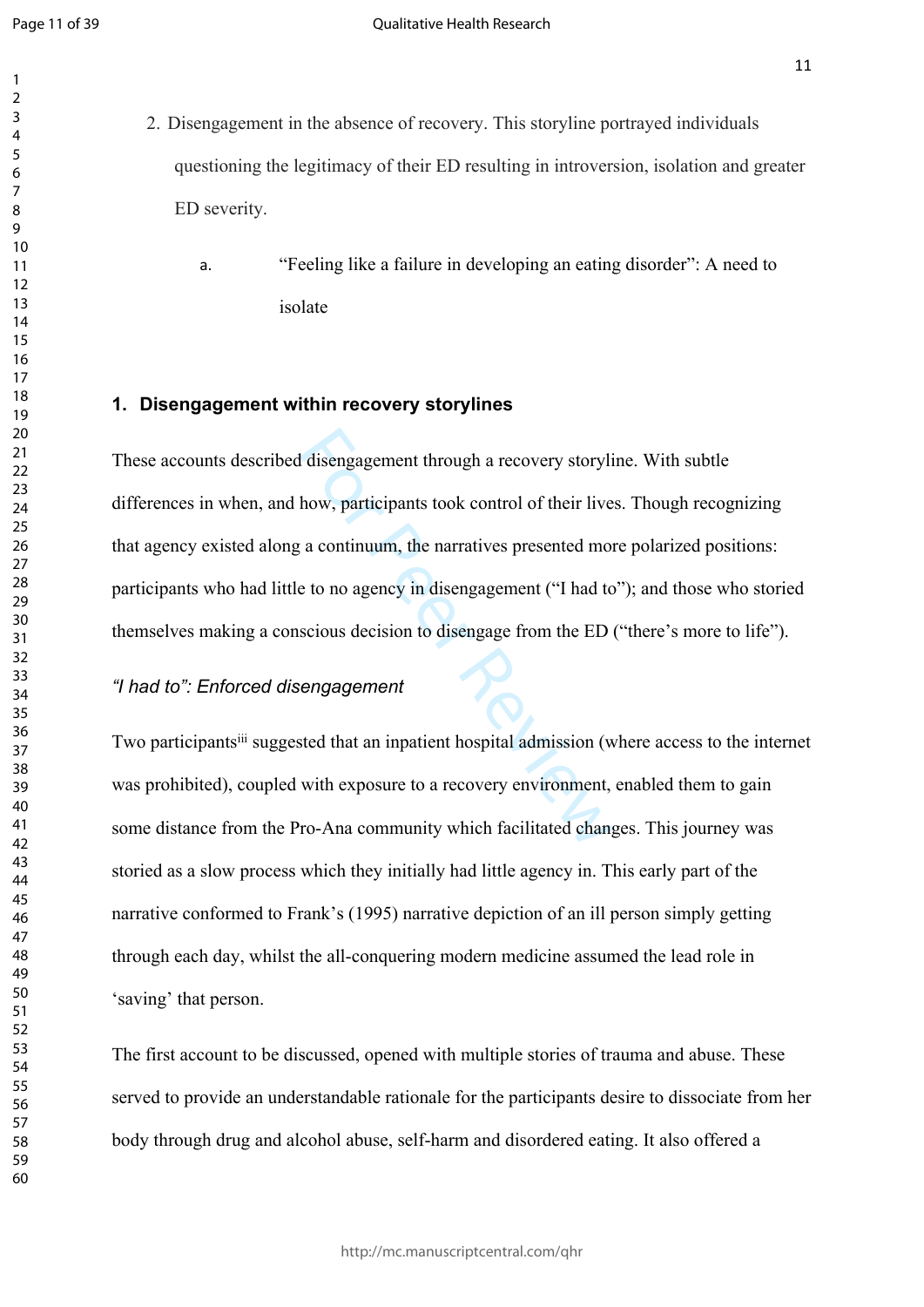2. Disengagement in the absence of recovery. This storyline portrayed individuals questioning the legitimacy of their ED resulting in introversion, isolation and greater ED severity.

    a. "Feeling like a failure in developing an eating disorder": A need to isolate

## 1. Disengagement within recovery storylines

These accounts described disengagement through a recovery storyline. With subtle differences in when, and how, participants took control of their lives. Though recognizing that agency existed along a continuum, the narratives presented more polarized positions: participants who had little to no agency in disengagement ("I had to"); and those who storied themselves making a conscious decision to disengage from the ED ("there's more to life").

### *"I had to": Enforced disengagement*

Two participants[iii] suggested that an inpatient hospital admission (where access to the internet was prohibited), coupled with exposure to a recovery environment, enabled them to gain some distance from the Pro-Ana community which facilitated changes. This journey was storied as a slow process which they initially had little agency in. This early part of the narrative conformed to Frank's (1995) narrative depiction of an ill person simply getting through each day, whilst the all-conquering modern medicine assumed the lead role in 'saving' that person.

The first account to be discussed, opened with multiple stories of trauma and abuse. These served to provide an understandable rationale for the participants desire to dissociate from her body through drug and alcohol abuse, self-harm and disordered eating. It also offered a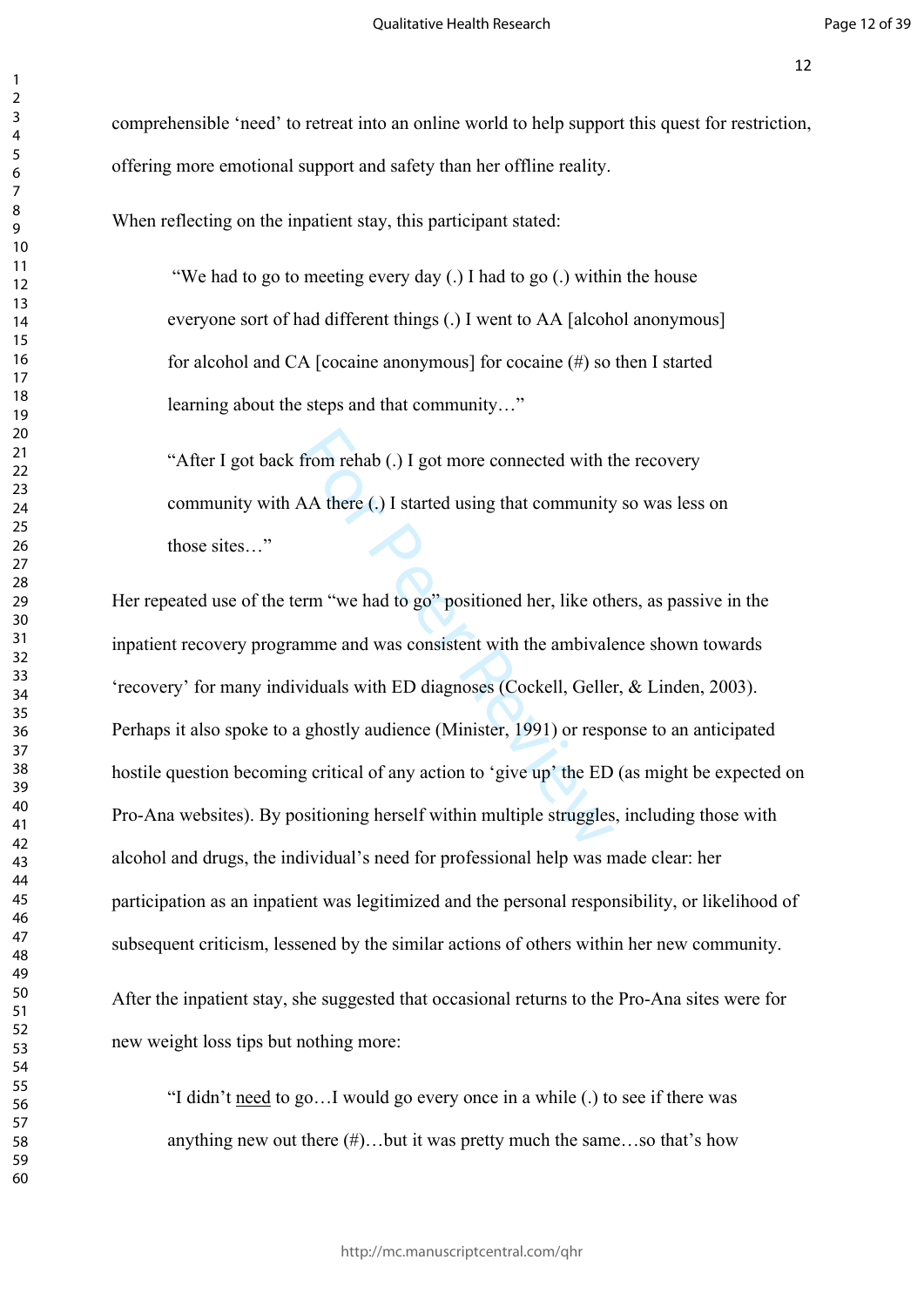comprehensible 'need' to retreat into an online world to help support this quest for restriction, offering more emotional support and safety than her offline reality.

When reflecting on the inpatient stay, this participant stated:

> "We had to go to meeting every day (.) I had to go (.) within the house everyone sort of had different things (.) I went to AA [alcohol anonymous] for alcohol and CA [cocaine anonymous] for cocaine (#) so then I started learning about the steps and that community…"

> "After I got back from rehab (.) I got more connected with the recovery community with AA there (.) I started using that community so was less on those sites…"

Her repeated use of the term "we had to go" positioned her, like others, as passive in the inpatient recovery programme and was consistent with the ambivalence shown towards 'recovery' for many individuals with ED diagnoses (Cockell, Geller, & Linden, 2003). Perhaps it also spoke to a ghostly audience (Minister, 1991) or response to an anticipated hostile question becoming critical of any action to 'give up' the ED (as might be expected on Pro-Ana websites). By positioning herself within multiple struggles, including those with alcohol and drugs, the individual's need for professional help was made clear: her participation as an inpatient was legitimized and the personal responsibility, or likelihood of subsequent criticism, lessened by the similar actions of others within her new community.

After the inpatient stay, she suggested that occasional returns to the Pro-Ana sites were for new weight loss tips but nothing more:

> "I didn't <u>need</u> to go…I would go every once in a while (.) to see if there was anything new out there (#)…but it was pretty much the same…so that's how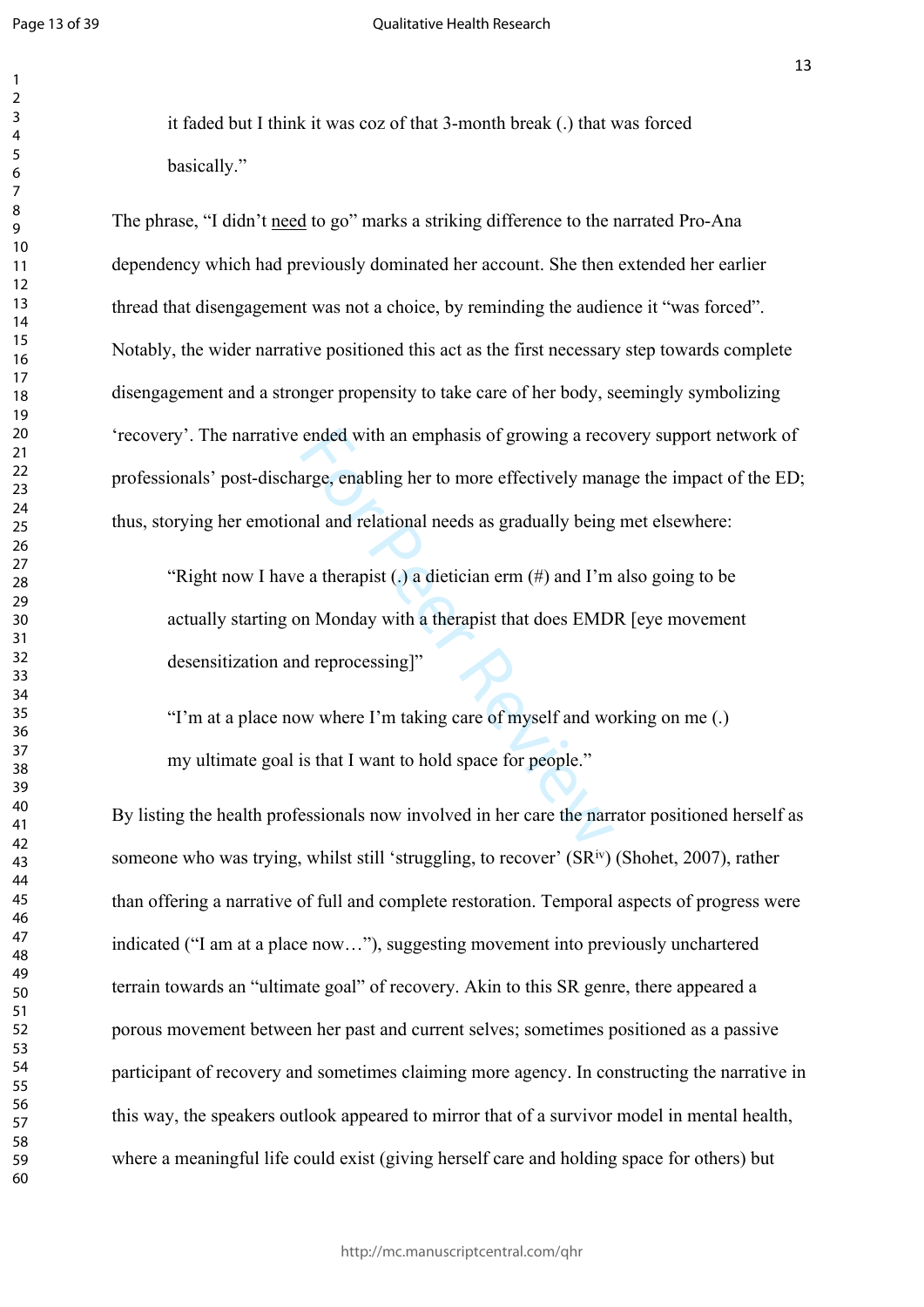> it faded but I think it was coz of that 3-month break (.) that was forced basically."

The phrase, "I didn't <u>need</u> to go" marks a striking difference to the narrated Pro-Ana dependency which had previously dominated her account. She then extended her earlier thread that disengagement was not a choice, by reminding the audience it "was forced". Notably, the wider narrative positioned this act as the first necessary step towards complete disengagement and a stronger propensity to take care of her body, seemingly symbolizing 'recovery'. The narrative ended with an emphasis of growing a recovery support network of professionals' post-discharge, enabling her to more effectively manage the impact of the ED; thus, storying her emotional and relational needs as gradually being met elsewhere:

> "Right now I have a therapist (.) a dietician erm (#) and I'm also going to be actually starting on Monday with a therapist that does EMDR [eye movement desensitization and reprocessing]"

> "I'm at a place now where I'm taking care of myself and working on me (.) my ultimate goal is that I want to hold space for people."

By listing the health professionals now involved in her care the narrator positioned herself as someone who was trying, whilst still 'struggling, to recover' (SR[iv]) (Shohet, 2007), rather than offering a narrative of full and complete restoration. Temporal aspects of progress were indicated ("I am at a place now…"), suggesting movement into previously unchartered terrain towards an "ultimate goal" of recovery. Akin to this SR genre, there appeared a porous movement between her past and current selves; sometimes positioned as a passive participant of recovery and sometimes claiming more agency. In constructing the narrative in this way, the speakers outlook appeared to mirror that of a survivor model in mental health, where a meaningful life could exist (giving herself care and holding space for others) but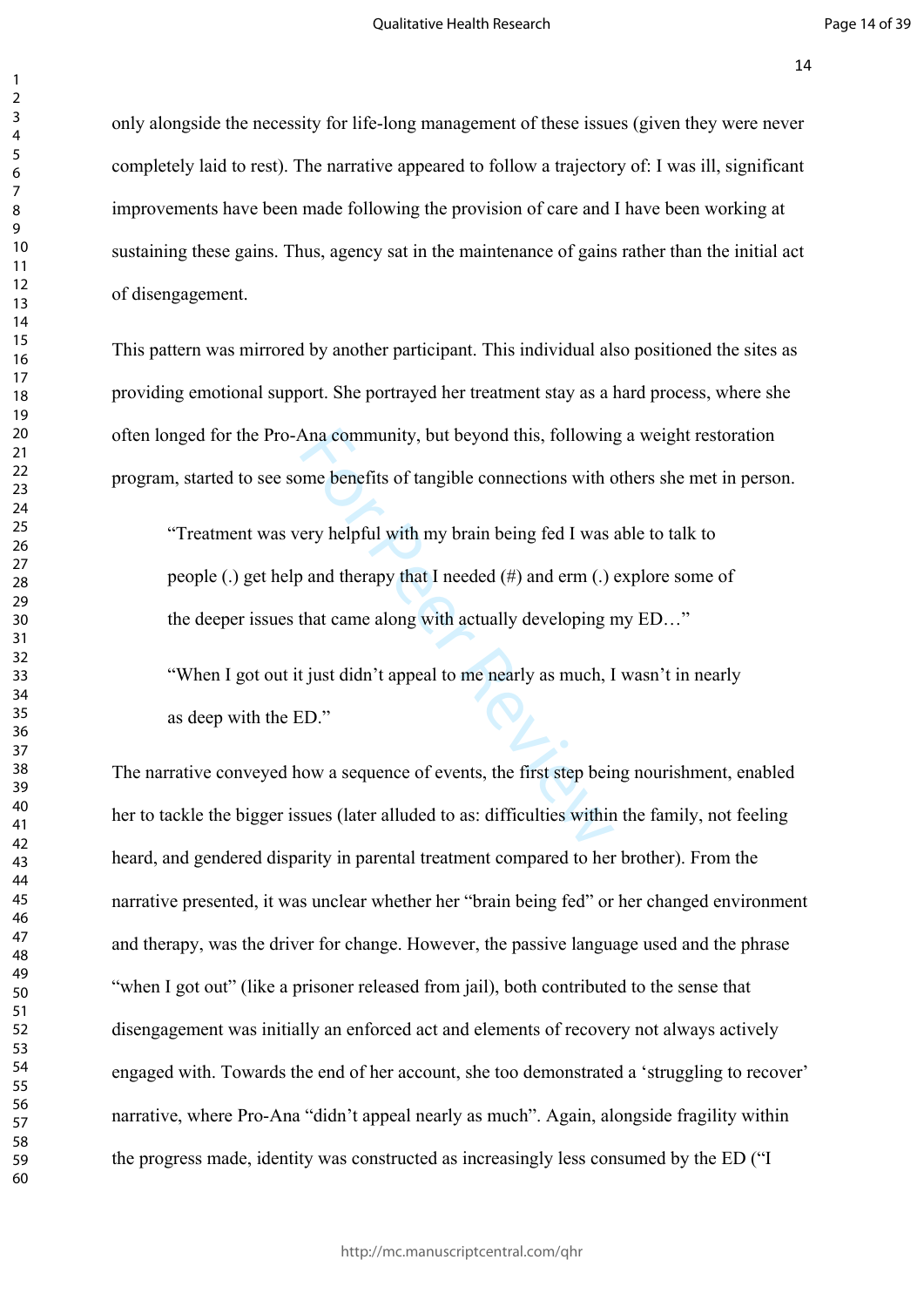only alongside the necessity for life-long management of these issues (given they were never completely laid to rest). The narrative appeared to follow a trajectory of: I was ill, significant improvements have been made following the provision of care and I have been working at sustaining these gains. Thus, agency sat in the maintenance of gains rather than the initial act of disengagement.

This pattern was mirrored by another participant. This individual also positioned the sites as providing emotional support. She portrayed her treatment stay as a hard process, where she often longed for the Pro-Ana community, but beyond this, following a weight restoration program, started to see some benefits of tangible connections with others she met in person.

> "Treatment was very helpful with my brain being fed I was able to talk to people (.) get help and therapy that I needed (#) and erm (.) explore some of the deeper issues that came along with actually developing my ED…"
>
> "When I got out it just didn't appeal to me nearly as much, I wasn't in nearly as deep with the ED."

The narrative conveyed how a sequence of events, the first step being nourishment, enabled her to tackle the bigger issues (later alluded to as: difficulties within the family, not feeling heard, and gendered disparity in parental treatment compared to her brother). From the narrative presented, it was unclear whether her "brain being fed" or her changed environment and therapy, was the driver for change. However, the passive language used and the phrase "when I got out" (like a prisoner released from jail), both contributed to the sense that disengagement was initially an enforced act and elements of recovery not always actively engaged with. Towards the end of her account, she too demonstrated a 'struggling to recover' narrative, where Pro-Ana "didn't appeal nearly as much". Again, alongside fragility within the progress made, identity was constructed as increasingly less consumed by the ED ("I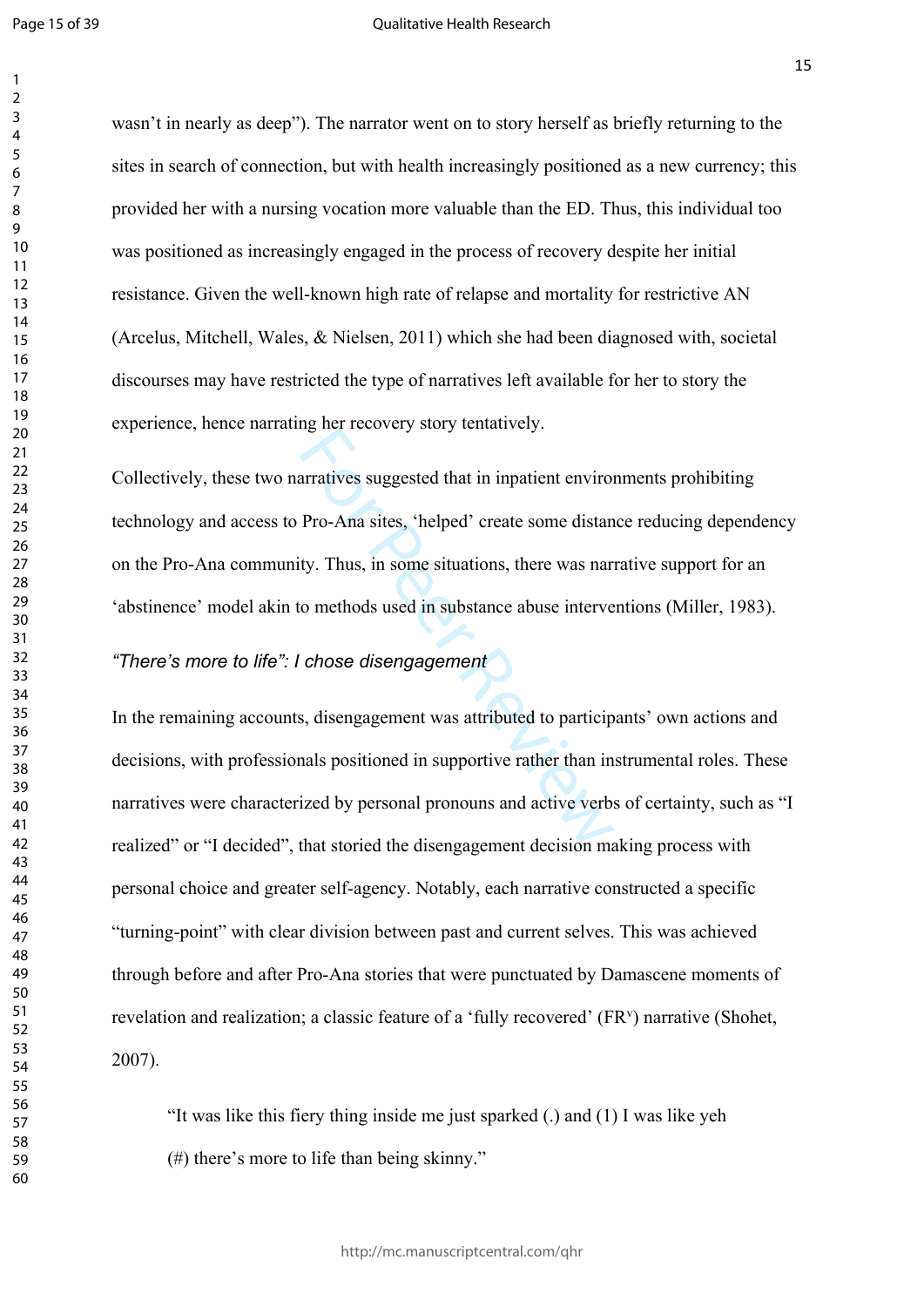wasn't in nearly as deep"). The narrator went on to story herself as briefly returning to the sites in search of connection, but with health increasingly positioned as a new currency; this provided her with a nursing vocation more valuable than the ED. Thus, this individual too was positioned as increasingly engaged in the process of recovery despite her initial resistance. Given the well-known high rate of relapse and mortality for restrictive AN (Arcelus, Mitchell, Wales, & Nielsen, 2011) which she had been diagnosed with, societal discourses may have restricted the type of narratives left available for her to story the experience, hence narrating her recovery story tentatively.

Collectively, these two narratives suggested that in inpatient environments prohibiting technology and access to Pro-Ana sites, 'helped' create some distance reducing dependency on the Pro-Ana community. Thus, in some situations, there was narrative support for an 'abstinence' model akin to methods used in substance abuse interventions (Miller, 1983).

### *"There's more to life": I chose disengagement*

In the remaining accounts, disengagement was attributed to participants' own actions and decisions, with professionals positioned in supportive rather than instrumental roles. These narratives were characterized by personal pronouns and active verbs of certainty, such as "I realized" or "I decided", that storied the disengagement decision making process with personal choice and greater self-agency. Notably, each narrative constructed a specific "turning-point" with clear division between past and current selves. This was achieved through before and after Pro-Ana stories that were punctuated by Damascene moments of revelation and realization; a classic feature of a 'fully recovered' (FR[v]) narrative (Shohet, 2007).

> "It was like this fiery thing inside me just sparked (.) and (1) I was like yeh (#) there's more to life than being skinny."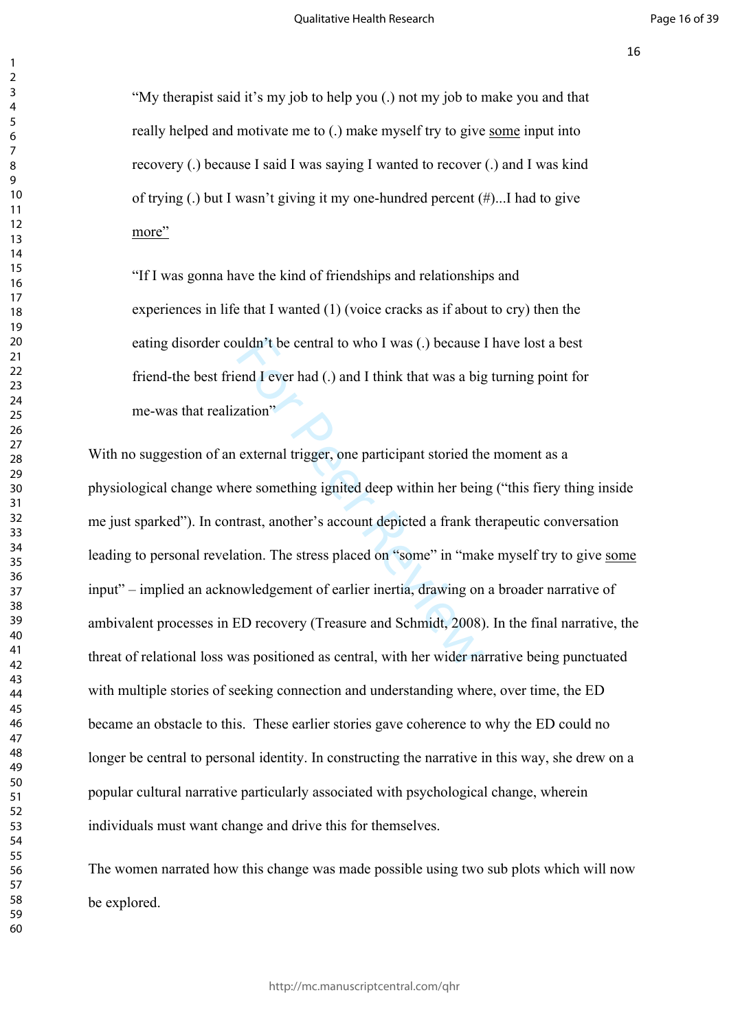> "My therapist said it's my job to help you (.) not my job to make you and that really helped and motivate me to (.) make myself try to give <u>some</u> input into recovery (.) because I said I was saying I wanted to recover (.) and I was kind of trying (.) but I wasn't giving it my one-hundred percent (#)...I had to give <u>more</u>"

> "If I was gonna have the kind of friendships and relationships and experiences in life that I wanted (1) (voice cracks as if about to cry) then the eating disorder couldn't be central to who I was (.) because I have lost a best friend-the best friend I ever had (.) and I think that was a big turning point for me-was that realization"

With no suggestion of an external trigger, one participant storied the moment as a physiological change where something ignited deep within her being ("this fiery thing inside me just sparked"). In contrast, another's account depicted a frank therapeutic conversation leading to personal revelation. The stress placed on "some" in "make myself try to give <u>some</u> input" – implied an acknowledgement of earlier inertia, drawing on a broader narrative of ambivalent processes in ED recovery (Treasure and Schmidt, 2008). In the final narrative, the threat of relational loss was positioned as central, with her wider narrative being punctuated with multiple stories of seeking connection and understanding where, over time, the ED became an obstacle to this. These earlier stories gave coherence to why the ED could no longer be central to personal identity. In constructing the narrative in this way, she drew on a popular cultural narrative particularly associated with psychological change, wherein individuals must want change and drive this for themselves.

The women narrated how this change was made possible using two sub plots which will now be explored.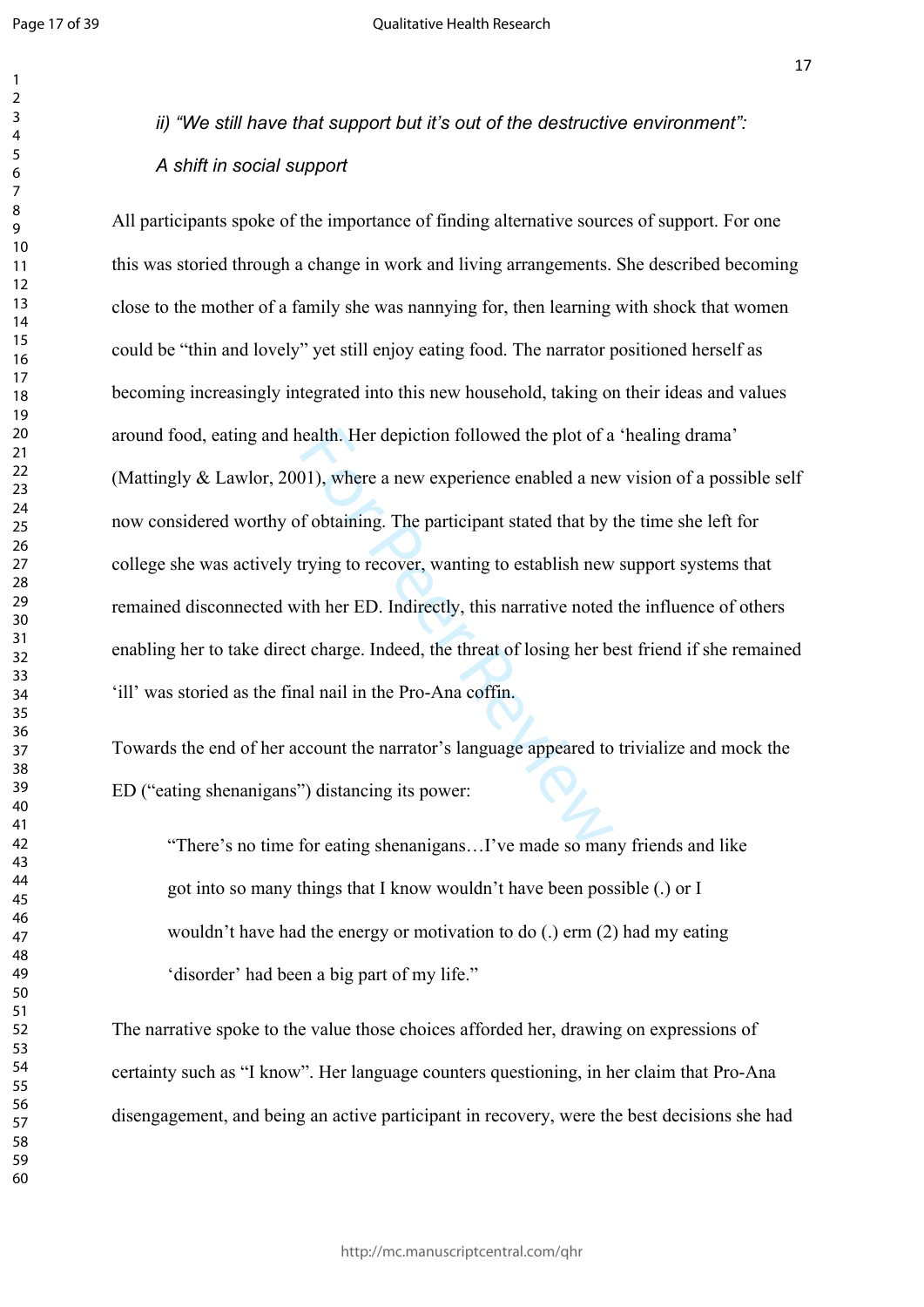*ii) "We still have that support but it's out of the destructive environment": A shift in social support*

All participants spoke of the importance of finding alternative sources of support. For one this was storied through a change in work and living arrangements. She described becoming close to the mother of a family she was nannying for, then learning with shock that women could be "thin and lovely" yet still enjoy eating food. The narrator positioned herself as becoming increasingly integrated into this new household, taking on their ideas and values around food, eating and health. Her depiction followed the plot of a 'healing drama' (Mattingly & Lawlor, 2001), where a new experience enabled a new vision of a possible self now considered worthy of obtaining. The participant stated that by the time she left for college she was actively trying to recover, wanting to establish new support systems that remained disconnected with her ED. Indirectly, this narrative noted the influence of others enabling her to take direct charge. Indeed, the threat of losing her best friend if she remained 'ill' was storied as the final nail in the Pro-Ana coffin.

Towards the end of her account the narrator's language appeared to trivialize and mock the ED ("eating shenanigans") distancing its power:

> "There's no time for eating shenanigans…I've made so many friends and like got into so many things that I know wouldn't have been possible (.) or I wouldn't have had the energy or motivation to do (.) erm (2) had my eating 'disorder' had been a big part of my life."

The narrative spoke to the value those choices afforded her, drawing on expressions of certainty such as "I know". Her language counters questioning, in her claim that Pro-Ana disengagement, and being an active participant in recovery, were the best decisions she had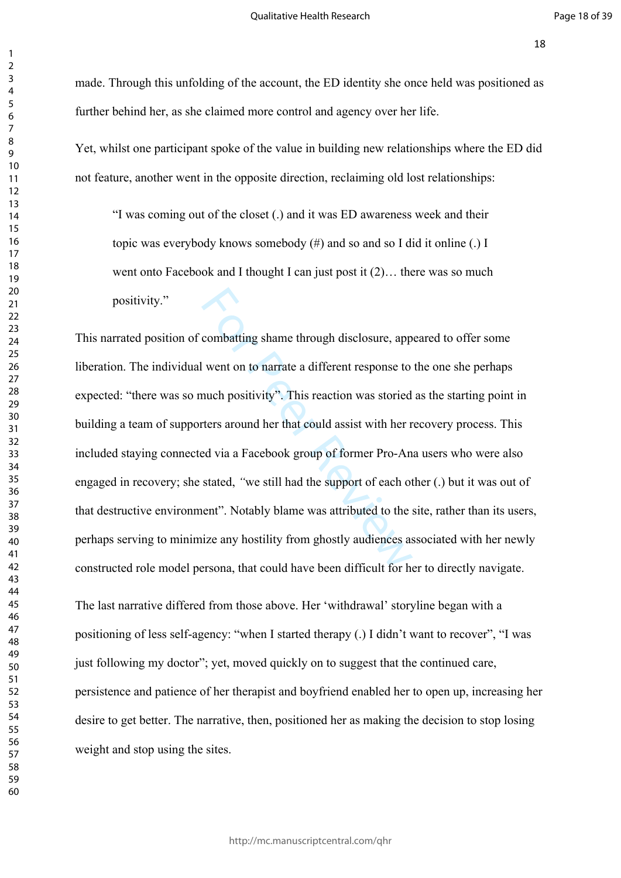made. Through this unfolding of the account, the ED identity she once held was positioned as further behind her, as she claimed more control and agency over her life.

Yet, whilst one participant spoke of the value in building new relationships where the ED did not feature, another went in the opposite direction, reclaiming old lost relationships:

> "I was coming out of the closet (.) and it was ED awareness week and their topic was everybody knows somebody (#) and so and so I did it online (.) I went onto Facebook and I thought I can just post it (2)… there was so much positivity."

This narrated position of combatting shame through disclosure, appeared to offer some liberation. The individual went on to narrate a different response to the one she perhaps expected: "there was so much positivity". This reaction was storied as the starting point in building a team of supporters around her that could assist with her recovery process. This included staying connected via a Facebook group of former Pro-Ana users who were also engaged in recovery; she stated, *"*we still had the support of each other (.) but it was out of that destructive environment". Notably blame was attributed to the site, rather than its users, perhaps serving to minimize any hostility from ghostly audiences associated with her newly constructed role model persona, that could have been difficult for her to directly navigate.

The last narrative differed from those above. Her 'withdrawal' storyline began with a positioning of less self-agency: "when I started therapy (.) I didn't want to recover", "I was just following my doctor"; yet, moved quickly on to suggest that the continued care, persistence and patience of her therapist and boyfriend enabled her to open up, increasing her desire to get better. The narrative, then, positioned her as making the decision to stop losing weight and stop using the sites.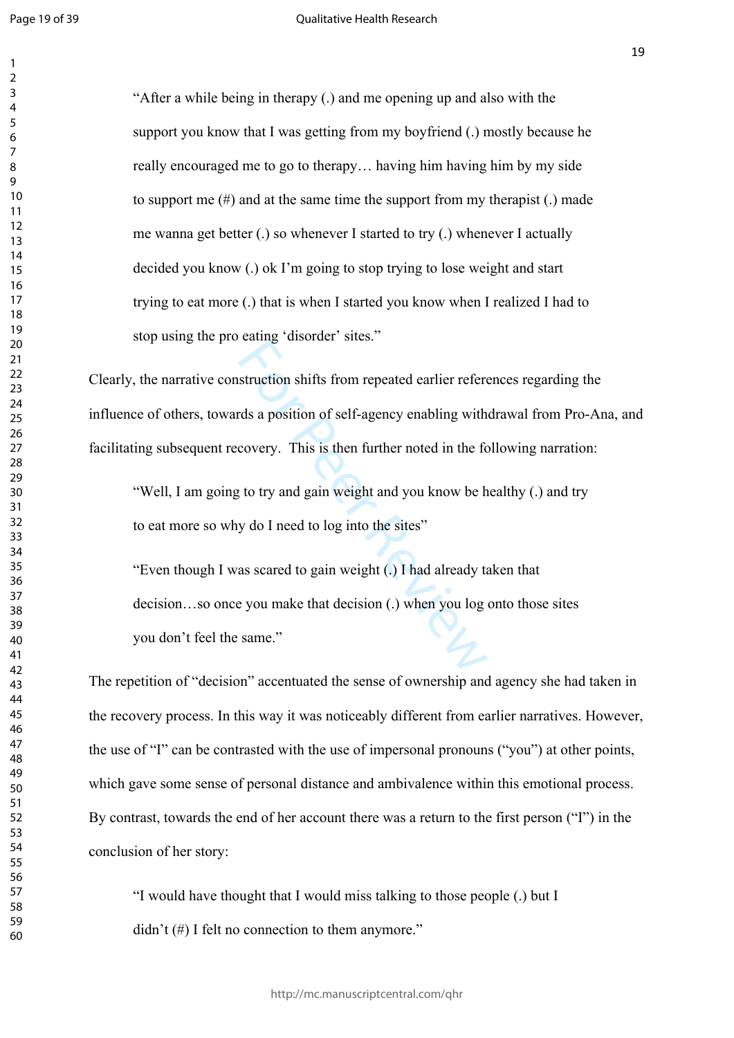> "After a while being in therapy (.) and me opening up and also with the support you know that I was getting from my boyfriend (.) mostly because he really encouraged me to go to therapy… having him having him by my side to support me (#) and at the same time the support from my therapist (.) made me wanna get better (.) so whenever I started to try (.) whenever I actually decided you know (.) ok I'm going to stop trying to lose weight and start trying to eat more (.) that is when I started you know when I realized I had to stop using the pro eating 'disorder' sites."

Clearly, the narrative construction shifts from repeated earlier references regarding the influence of others, towards a position of self-agency enabling withdrawal from Pro-Ana, and facilitating subsequent recovery. This is then further noted in the following narration:

> "Well, I am going to try and gain weight and you know be healthy (.) and try to eat more so why do I need to log into the sites"

> "Even though I was scared to gain weight (.) I had already taken that decision…so once you make that decision (.) when you log onto those sites you don't feel the same."

The repetition of "decision" accentuated the sense of ownership and agency she had taken in the recovery process. In this way it was noticeably different from earlier narratives. However, the use of "I" can be contrasted with the use of impersonal pronouns ("you") at other points, which gave some sense of personal distance and ambivalence within this emotional process. By contrast, towards the end of her account there was a return to the first person ("I") in the conclusion of her story:

> "I would have thought that I would miss talking to those people (.) but I didn't (#) I felt no connection to them anymore."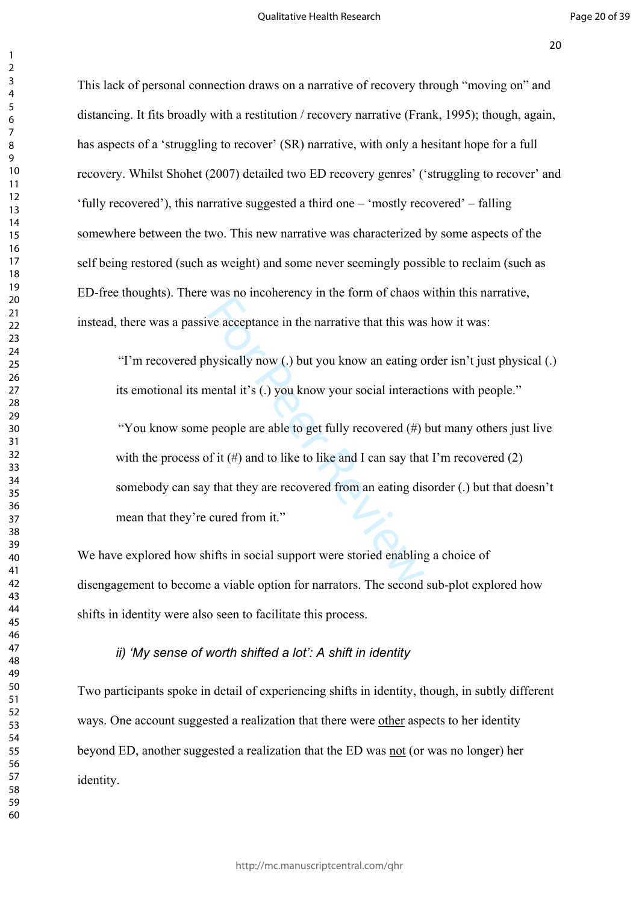This lack of personal connection draws on a narrative of recovery through "moving on" and distancing. It fits broadly with a restitution / recovery narrative (Frank, 1995); though, again, has aspects of a 'struggling to recover' (SR) narrative, with only a hesitant hope for a full recovery. Whilst Shohet (2007) detailed two ED recovery genres' ('struggling to recover' and 'fully recovered'), this narrative suggested a third one – 'mostly recovered' – falling somewhere between the two. This new narrative was characterized by some aspects of the self being restored (such as weight) and some never seemingly possible to reclaim (such as ED-free thoughts). There was no incoherency in the form of chaos within this narrative, instead, there was a passive acceptance in the narrative that this was how it was:

> "I'm recovered physically now (.) but you know an eating order isn't just physical (.) its emotional its mental it's (.) you know your social interactions with people."

> "You know some people are able to get fully recovered (#) but many others just live with the process of it (#) and to like to like and I can say that I'm recovered (2) somebody can say that they are recovered from an eating disorder (.) but that doesn't mean that they're cured from it."

We have explored how shifts in social support were storied enabling a choice of disengagement to become a viable option for narrators. The second sub-plot explored how shifts in identity were also seen to facilitate this process.

#### *ii) 'My sense of worth shifted a lot': A shift in identity*

Two participants spoke in detail of experiencing shifts in identity, though, in subtly different ways. One account suggested a realization that there were <u>other</u> aspects to her identity beyond ED, another suggested a realization that the ED was <u>not</u> (or was no longer) her identity.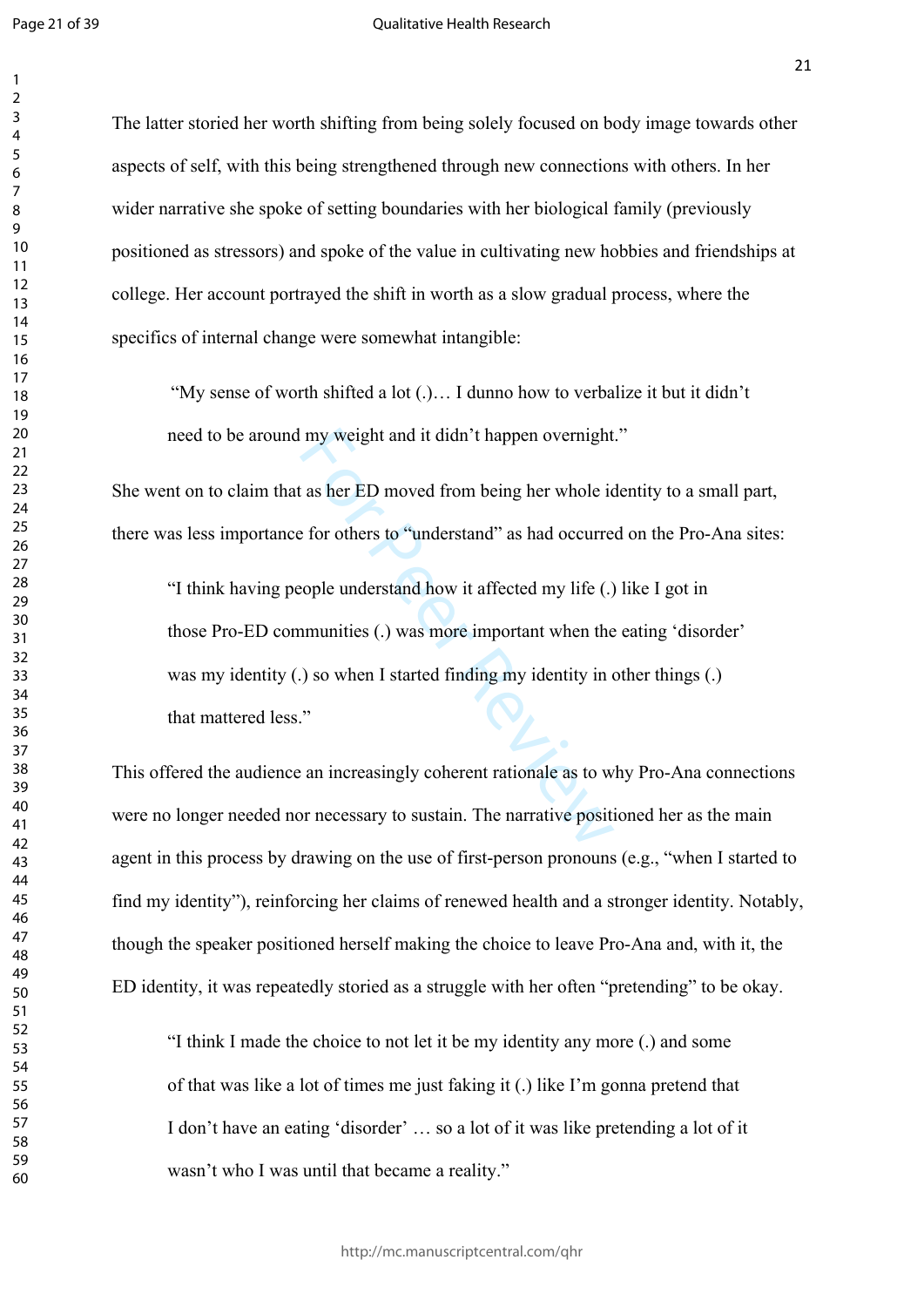The latter storied her worth shifting from being solely focused on body image towards other aspects of self, with this being strengthened through new connections with others. In her wider narrative she spoke of setting boundaries with her biological family (previously positioned as stressors) and spoke of the value in cultivating new hobbies and friendships at college. Her account portrayed the shift in worth as a slow gradual process, where the specifics of internal change were somewhat intangible:

> "My sense of worth shifted a lot (.)… I dunno how to verbalize it but it didn't need to be around my weight and it didn't happen overnight."

She went on to claim that as her ED moved from being her whole identity to a small part, there was less importance for others to "understand" as had occurred on the Pro-Ana sites:

> "I think having people understand how it affected my life (.) like I got in those Pro-ED communities (.) was more important when the eating 'disorder' was my identity (.) so when I started finding my identity in other things (.) that mattered less."

This offered the audience an increasingly coherent rationale as to why Pro-Ana connections were no longer needed nor necessary to sustain. The narrative positioned her as the main agent in this process by drawing on the use of first-person pronouns (e.g., "when I started to find my identity"), reinforcing her claims of renewed health and a stronger identity. Notably, though the speaker positioned herself making the choice to leave Pro-Ana and, with it, the ED identity, it was repeatedly storied as a struggle with her often "pretending" to be okay.

> "I think I made the choice to not let it be my identity any more (.) and some of that was like a lot of times me just faking it (.) like I'm gonna pretend that I don't have an eating 'disorder' … so a lot of it was like pretending a lot of it wasn't who I was until that became a reality."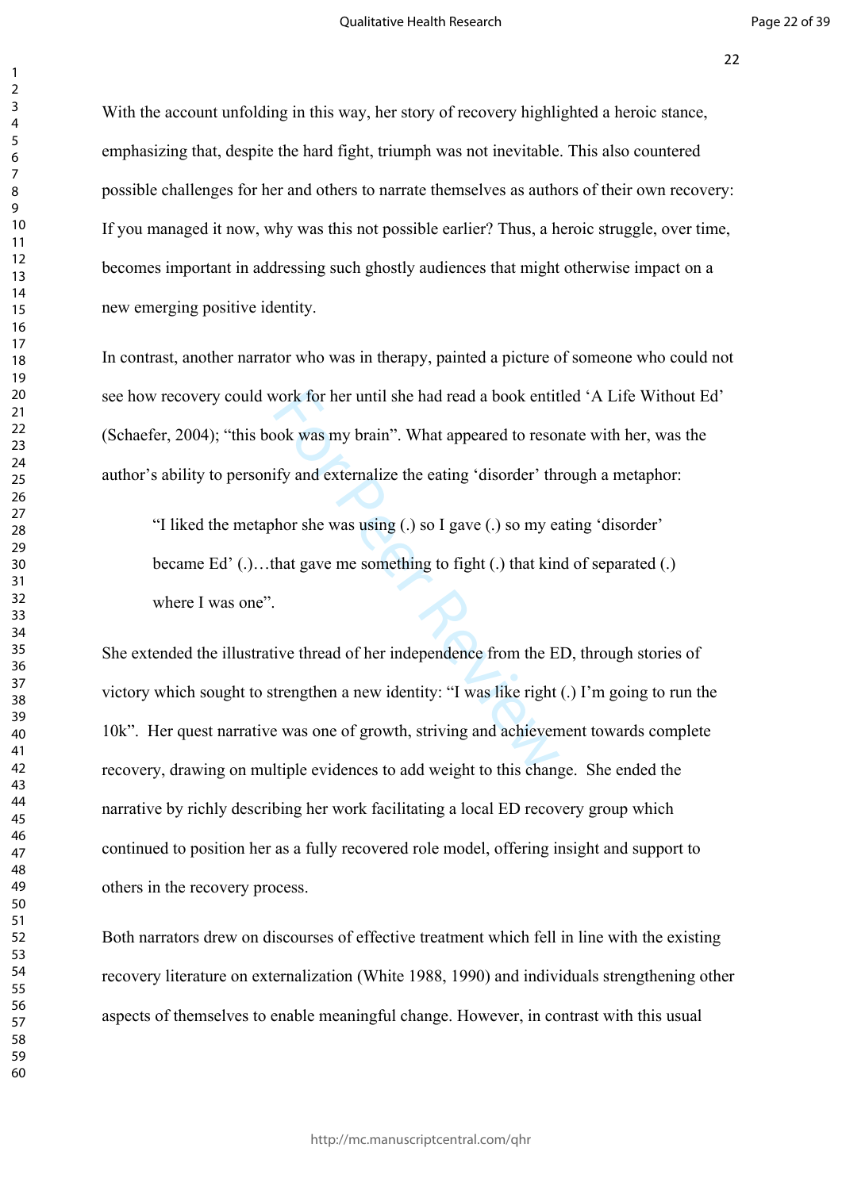With the account unfolding in this way, her story of recovery highlighted a heroic stance, emphasizing that, despite the hard fight, triumph was not inevitable. This also countered possible challenges for her and others to narrate themselves as authors of their own recovery: If you managed it now, why was this not possible earlier? Thus, a heroic struggle, over time, becomes important in addressing such ghostly audiences that might otherwise impact on a new emerging positive identity.

In contrast, another narrator who was in therapy, painted a picture of someone who could not see how recovery could work for her until she had read a book entitled 'A Life Without Ed' (Schaefer, 2004); "this book was my brain". What appeared to resonate with her, was the author's ability to personify and externalize the eating 'disorder' through a metaphor:

> "I liked the metaphor she was using (.) so I gave (.) so my eating 'disorder' became Ed' (.)…that gave me something to fight (.) that kind of separated (.) where I was one".

She extended the illustrative thread of her independence from the ED, through stories of victory which sought to strengthen a new identity: "I was like right (.) I'm going to run the 10k". Her quest narrative was one of growth, striving and achievement towards complete recovery, drawing on multiple evidences to add weight to this change. She ended the narrative by richly describing her work facilitating a local ED recovery group which continued to position her as a fully recovered role model, offering insight and support to others in the recovery process.

Both narrators drew on discourses of effective treatment which fell in line with the existing recovery literature on externalization (White 1988, 1990) and individuals strengthening other aspects of themselves to enable meaningful change. However, in contrast with this usual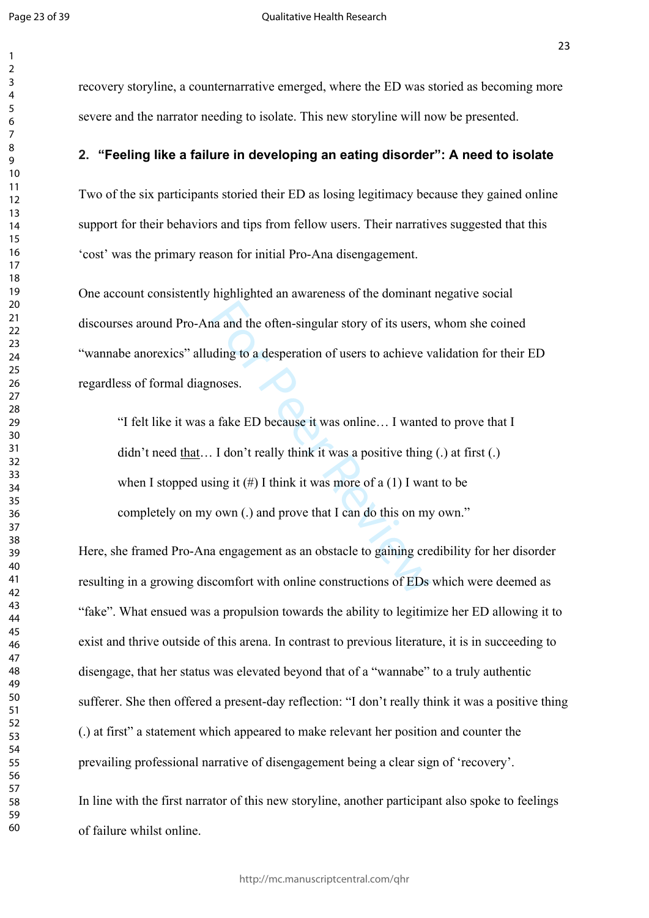recovery storyline, a counternarrative emerged, where the ED was storied as becoming more severe and the narrator needing to isolate. This new storyline will now be presented.

## 2. "Feeling like a failure in developing an eating disorder": A need to isolate

Two of the six participants storied their ED as losing legitimacy because they gained online support for their behaviors and tips from fellow users. Their narratives suggested that this 'cost' was the primary reason for initial Pro-Ana disengagement.

One account consistently highlighted an awareness of the dominant negative social discourses around Pro-Ana and the often-singular story of its users, whom she coined "wannabe anorexics" alluding to a desperation of users to achieve validation for their ED regardless of formal diagnoses.

> "I felt like it was a fake ED because it was online… I wanted to prove that I didn't need that… I don't really think it was a positive thing (.) at first (.) when I stopped using it (#) I think it was more of a (1) I want to be completely on my own (.) and prove that I can do this on my own."

Here, she framed Pro-Ana engagement as an obstacle to gaining credibility for her disorder resulting in a growing discomfort with online constructions of EDs which were deemed as "fake". What ensued was a propulsion towards the ability to legitimize her ED allowing it to exist and thrive outside of this arena. In contrast to previous literature, it is in succeeding to disengage, that her status was elevated beyond that of a "wannabe" to a truly authentic sufferer. She then offered a present-day reflection: "I don't really think it was a positive thing (.) at first" a statement which appeared to make relevant her position and counter the prevailing professional narrative of disengagement being a clear sign of 'recovery'.

In line with the first narrator of this new storyline, another participant also spoke to feelings of failure whilst online.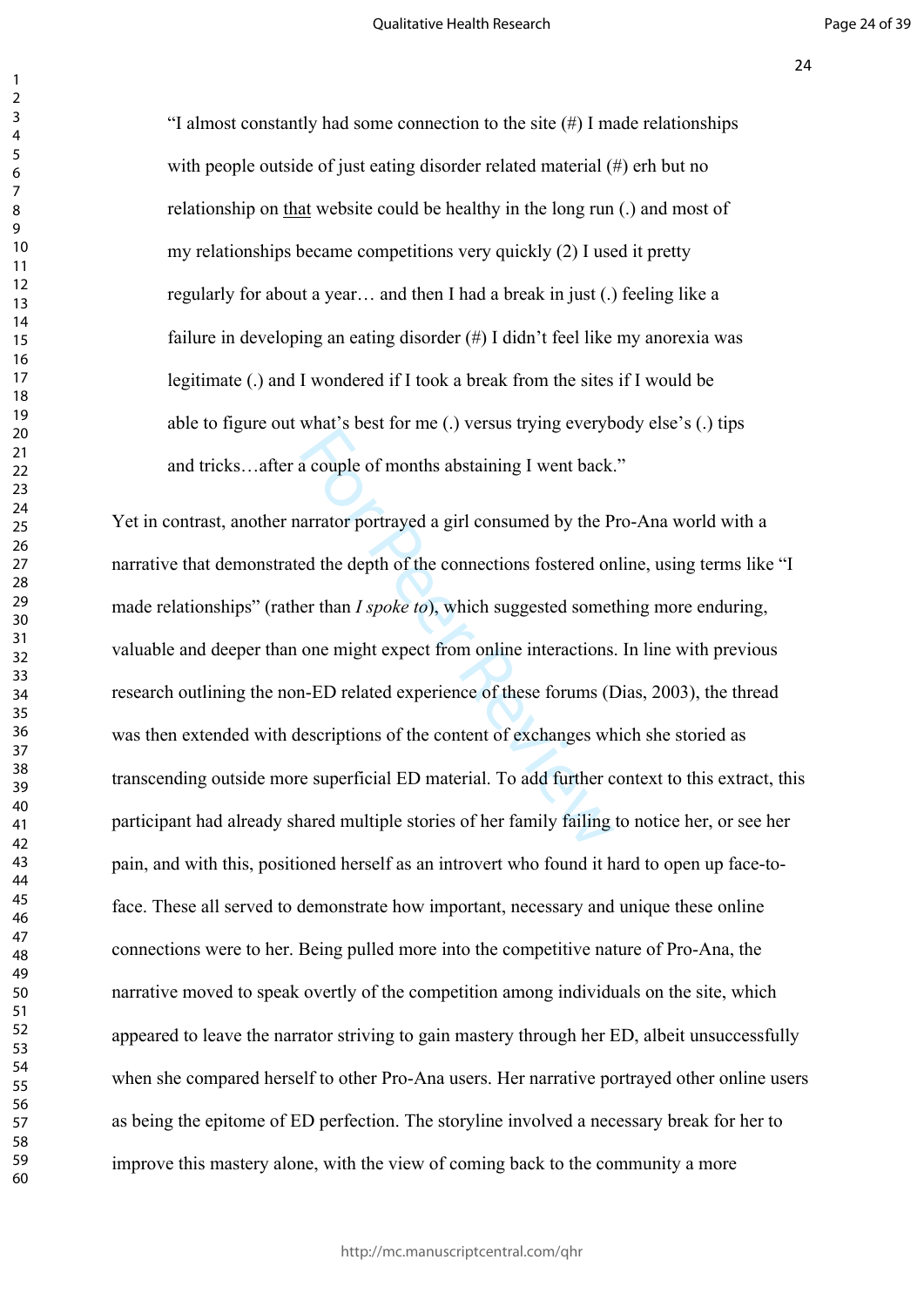"I almost constantly had some connection to the site (#) I made relationships with people outside of just eating disorder related material (#) erh but no relationship on that website could be healthy in the long run (.) and most of my relationships became competitions very quickly (2) I used it pretty regularly for about a year… and then I had a break in just (.) feeling like a failure in developing an eating disorder (#) I didn't feel like my anorexia was legitimate (.) and I wondered if I took a break from the sites if I would be able to figure out what's best for me (.) versus trying everybody else's (.) tips and tricks…after a couple of months abstaining I went back."

Yet in contrast, another narrator portrayed a girl consumed by the Pro-Ana world with a narrative that demonstrated the depth of the connections fostered online, using terms like "I made relationships" (rather than *I spoke to*), which suggested something more enduring, valuable and deeper than one might expect from online interactions. In line with previous research outlining the non-ED related experience of these forums (Dias, 2003), the thread was then extended with descriptions of the content of exchanges which she storied as transcending outside more superficial ED material. To add further context to this extract, this participant had already shared multiple stories of her family failing to notice her, or see her pain, and with this, positioned herself as an introvert who found it hard to open up face-to-face. These all served to demonstrate how important, necessary and unique these online connections were to her. Being pulled more into the competitive nature of Pro-Ana, the narrative moved to speak overtly of the competition among individuals on the site, which appeared to leave the narrator striving to gain mastery through her ED, albeit unsuccessfully when she compared herself to other Pro-Ana users. Her narrative portrayed other online users as being the epitome of ED perfection. The storyline involved a necessary break for her to improve this mastery alone, with the view of coming back to the community a more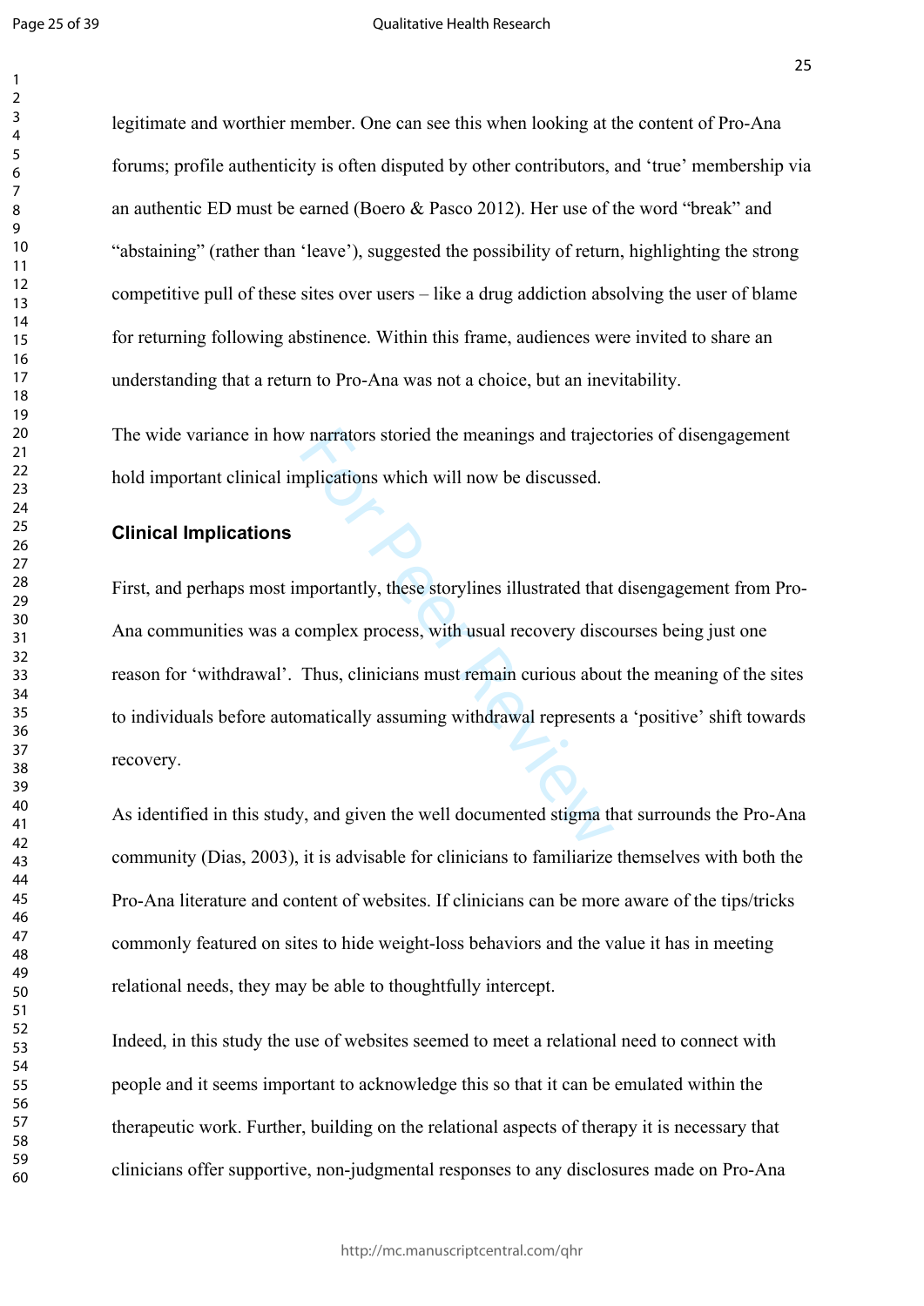legitimate and worthier member. One can see this when looking at the content of Pro-Ana forums; profile authenticity is often disputed by other contributors, and 'true' membership via an authentic ED must be earned (Boero & Pasco 2012). Her use of the word "break" and "abstaining" (rather than 'leave'), suggested the possibility of return, highlighting the strong competitive pull of these sites over users – like a drug addiction absolving the user of blame for returning following abstinence. Within this frame, audiences were invited to share an understanding that a return to Pro-Ana was not a choice, but an inevitability.

The wide variance in how narrators storied the meanings and trajectories of disengagement hold important clinical implications which will now be discussed.

## Clinical Implications

First, and perhaps most importantly, these storylines illustrated that disengagement from Pro-Ana communities was a complex process, with usual recovery discourses being just one reason for 'withdrawal'. Thus, clinicians must remain curious about the meaning of the sites to individuals before automatically assuming withdrawal represents a 'positive' shift towards recovery.

As identified in this study, and given the well documented stigma that surrounds the Pro-Ana community (Dias, 2003), it is advisable for clinicians to familiarize themselves with both the Pro-Ana literature and content of websites. If clinicians can be more aware of the tips/tricks commonly featured on sites to hide weight-loss behaviors and the value it has in meeting relational needs, they may be able to thoughtfully intercept.

Indeed, in this study the use of websites seemed to meet a relational need to connect with people and it seems important to acknowledge this so that it can be emulated within the therapeutic work. Further, building on the relational aspects of therapy it is necessary that clinicians offer supportive, non-judgmental responses to any disclosures made on Pro-Ana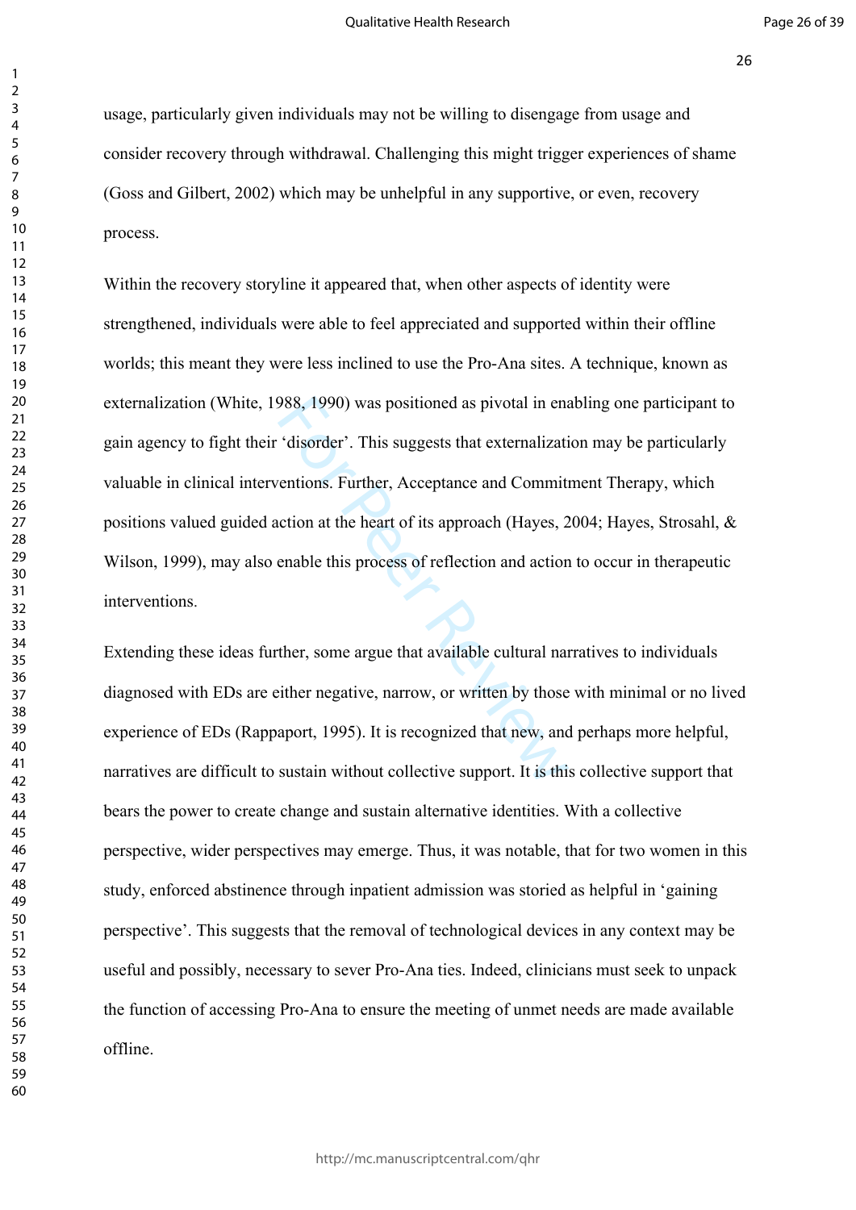usage, particularly given individuals may not be willing to disengage from usage and consider recovery through withdrawal. Challenging this might trigger experiences of shame (Goss and Gilbert, 2002) which may be unhelpful in any supportive, or even, recovery process.

Within the recovery storyline it appeared that, when other aspects of identity were strengthened, individuals were able to feel appreciated and supported within their offline worlds; this meant they were less inclined to use the Pro-Ana sites. A technique, known as externalization (White, 1988, 1990) was positioned as pivotal in enabling one participant to gain agency to fight their 'disorder'. This suggests that externalization may be particularly valuable in clinical interventions. Further, Acceptance and Commitment Therapy, which positions valued guided action at the heart of its approach (Hayes, 2004; Hayes, Strosahl, & Wilson, 1999), may also enable this process of reflection and action to occur in therapeutic interventions.

Extending these ideas further, some argue that available cultural narratives to individuals diagnosed with EDs are either negative, narrow, or written by those with minimal or no lived experience of EDs (Rappaport, 1995). It is recognized that new, and perhaps more helpful, narratives are difficult to sustain without collective support. It is this collective support that bears the power to create change and sustain alternative identities. With a collective perspective, wider perspectives may emerge. Thus, it was notable, that for two women in this study, enforced abstinence through inpatient admission was storied as helpful in 'gaining perspective'. This suggests that the removal of technological devices in any context may be useful and possibly, necessary to sever Pro-Ana ties. Indeed, clinicians must seek to unpack the function of accessing Pro-Ana to ensure the meeting of unmet needs are made available offline.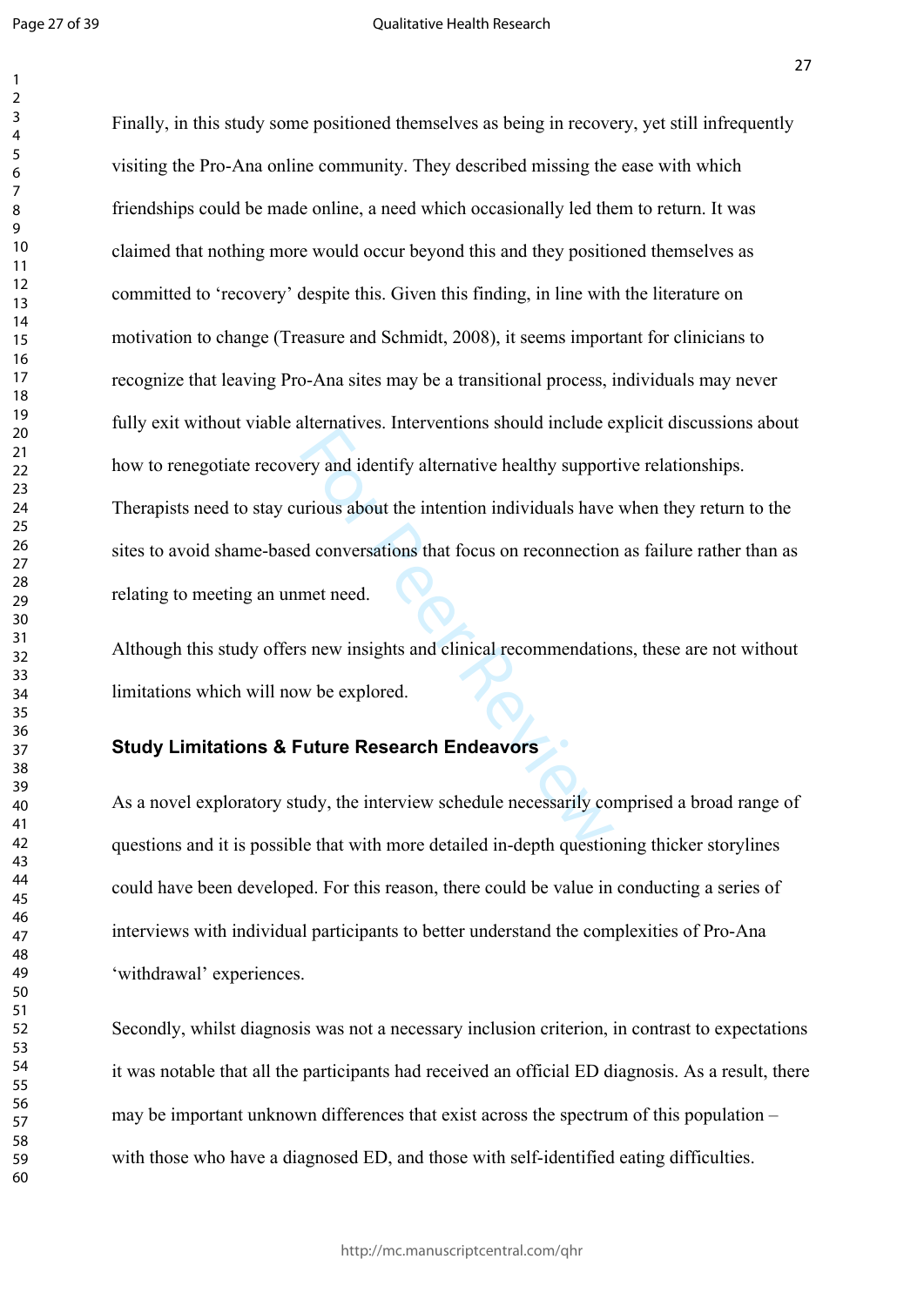Finally, in this study some positioned themselves as being in recovery, yet still infrequently visiting the Pro-Ana online community. They described missing the ease with which friendships could be made online, a need which occasionally led them to return. It was claimed that nothing more would occur beyond this and they positioned themselves as committed to 'recovery' despite this. Given this finding, in line with the literature on motivation to change (Treasure and Schmidt, 2008), it seems important for clinicians to recognize that leaving Pro-Ana sites may be a transitional process, individuals may never fully exit without viable alternatives. Interventions should include explicit discussions about how to renegotiate recovery and identify alternative healthy supportive relationships. Therapists need to stay curious about the intention individuals have when they return to the sites to avoid shame-based conversations that focus on reconnection as failure rather than as relating to meeting an unmet need.

Although this study offers new insights and clinical recommendations, these are not without limitations which will now be explored.

### Study Limitations & Future Research Endeavors

As a novel exploratory study, the interview schedule necessarily comprised a broad range of questions and it is possible that with more detailed in-depth questioning thicker storylines could have been developed. For this reason, there could be value in conducting a series of interviews with individual participants to better understand the complexities of Pro-Ana 'withdrawal' experiences.

Secondly, whilst diagnosis was not a necessary inclusion criterion, in contrast to expectations it was notable that all the participants had received an official ED diagnosis. As a result, there may be important unknown differences that exist across the spectrum of this population – with those who have a diagnosed ED, and those with self-identified eating difficulties.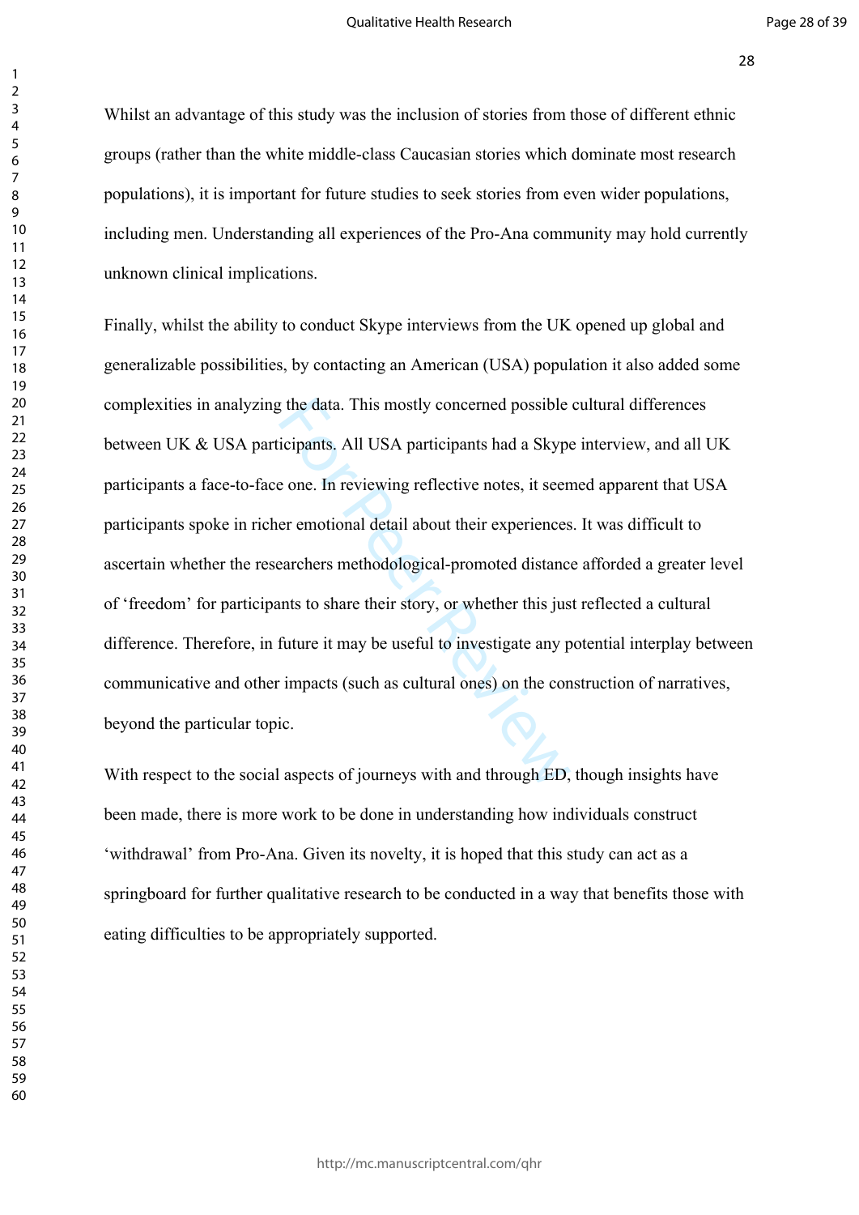Whilst an advantage of this study was the inclusion of stories from those of different ethnic groups (rather than the white middle-class Caucasian stories which dominate most research populations), it is important for future studies to seek stories from even wider populations, including men. Understanding all experiences of the Pro-Ana community may hold currently unknown clinical implications.

Finally, whilst the ability to conduct Skype interviews from the UK opened up global and generalizable possibilities, by contacting an American (USA) population it also added some complexities in analyzing the data. This mostly concerned possible cultural differences between UK & USA participants. All USA participants had a Skype interview, and all UK participants a face-to-face one. In reviewing reflective notes, it seemed apparent that USA participants spoke in richer emotional detail about their experiences. It was difficult to ascertain whether the researchers methodological-promoted distance afforded a greater level of 'freedom' for participants to share their story, or whether this just reflected a cultural difference. Therefore, in future it may be useful to investigate any potential interplay between communicative and other impacts (such as cultural ones) on the construction of narratives, beyond the particular topic.

With respect to the social aspects of journeys with and through ED, though insights have been made, there is more work to be done in understanding how individuals construct 'withdrawal' from Pro-Ana. Given its novelty, it is hoped that this study can act as a springboard for further qualitative research to be conducted in a way that benefits those with eating difficulties to be appropriately supported.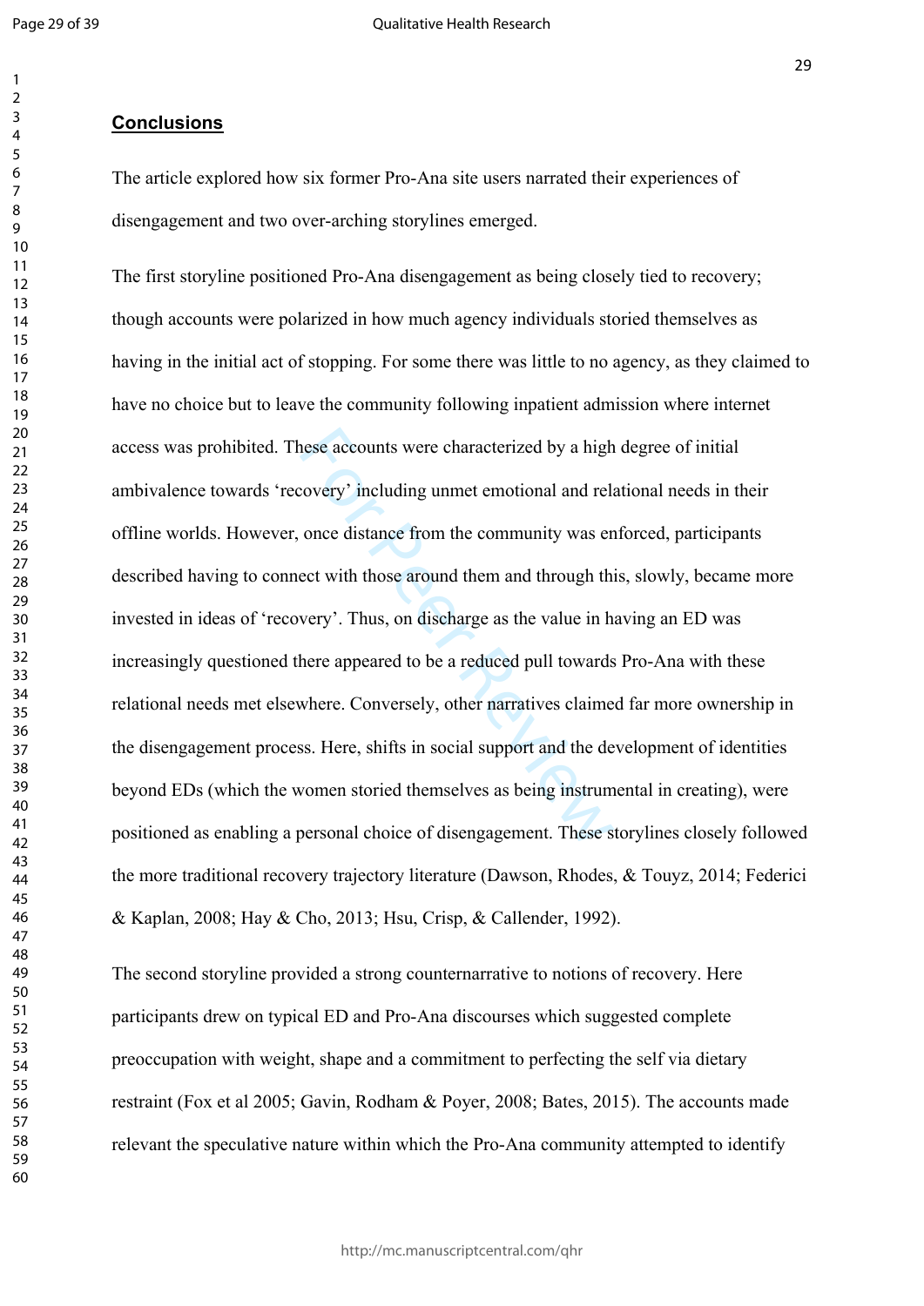## Conclusions

The article explored how six former Pro-Ana site users narrated their experiences of disengagement and two over-arching storylines emerged.

The first storyline positioned Pro-Ana disengagement as being closely tied to recovery; though accounts were polarized in how much agency individuals storied themselves as having in the initial act of stopping. For some there was little to no agency, as they claimed to have no choice but to leave the community following inpatient admission where internet access was prohibited. These accounts were characterized by a high degree of initial ambivalence towards 'recovery' including unmet emotional and relational needs in their offline worlds. However, once distance from the community was enforced, participants described having to connect with those around them and through this, slowly, became more invested in ideas of 'recovery'. Thus, on discharge as the value in having an ED was increasingly questioned there appeared to be a reduced pull towards Pro-Ana with these relational needs met elsewhere. Conversely, other narratives claimed far more ownership in the disengagement process. Here, shifts in social support and the development of identities beyond EDs (which the women storied themselves as being instrumental in creating), were positioned as enabling a personal choice of disengagement. These storylines closely followed the more traditional recovery trajectory literature (Dawson, Rhodes, & Touyz, 2014; Federici & Kaplan, 2008; Hay & Cho, 2013; Hsu, Crisp, & Callender, 1992).

The second storyline provided a strong counternarrative to notions of recovery. Here participants drew on typical ED and Pro-Ana discourses which suggested complete preoccupation with weight, shape and a commitment to perfecting the self via dietary restraint (Fox et al 2005; Gavin, Rodham & Poyer, 2008; Bates, 2015). The accounts made relevant the speculative nature within which the Pro-Ana community attempted to identify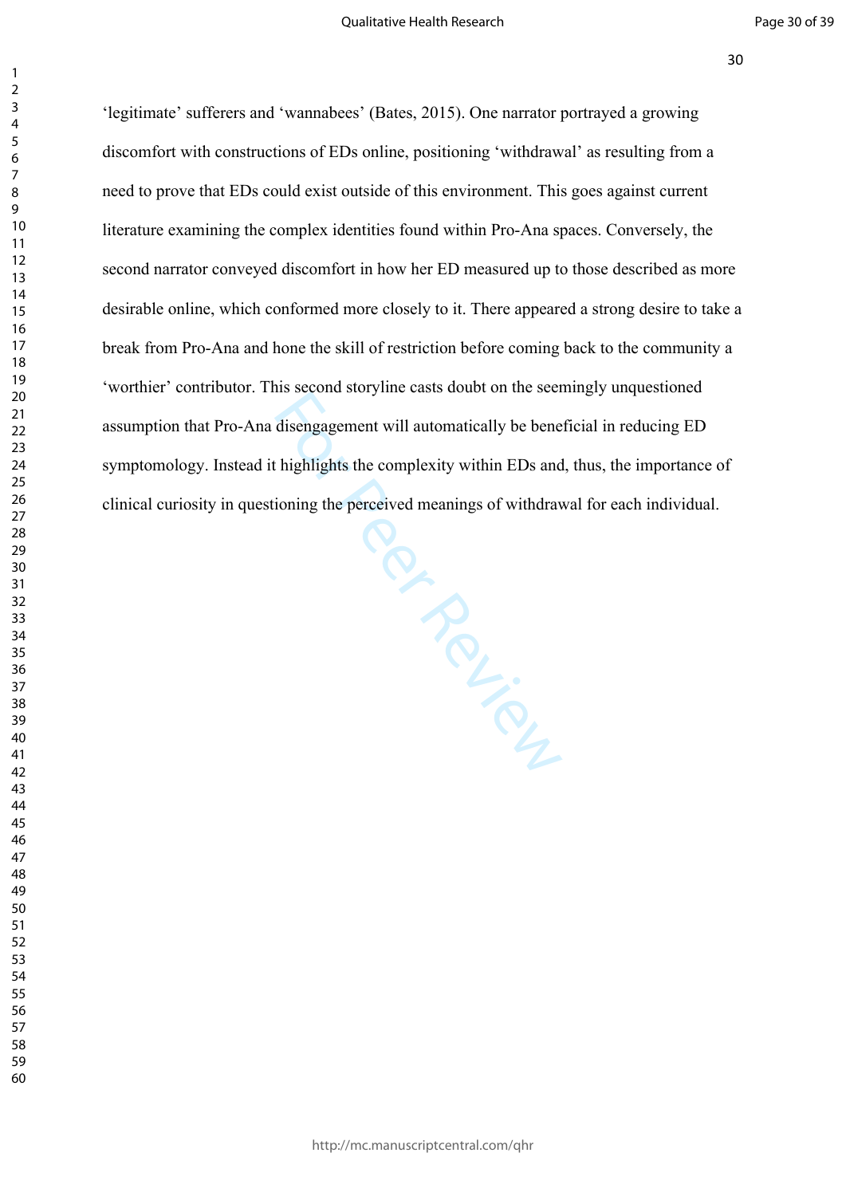'legitimate' sufferers and 'wannabees' (Bates, 2015). One narrator portrayed a growing discomfort with constructions of EDs online, positioning 'withdrawal' as resulting from a need to prove that EDs could exist outside of this environment. This goes against current literature examining the complex identities found within Pro-Ana spaces. Conversely, the second narrator conveyed discomfort in how her ED measured up to those described as more desirable online, which conformed more closely to it. There appeared a strong desire to take a break from Pro-Ana and hone the skill of restriction before coming back to the community a 'worthier' contributor. This second storyline casts doubt on the seemingly unquestioned assumption that Pro-Ana disengagement will automatically be beneficial in reducing ED symptomology. Instead it highlights the complexity within EDs and, thus, the importance of clinical curiosity in questioning the perceived meanings of withdrawal for each individual.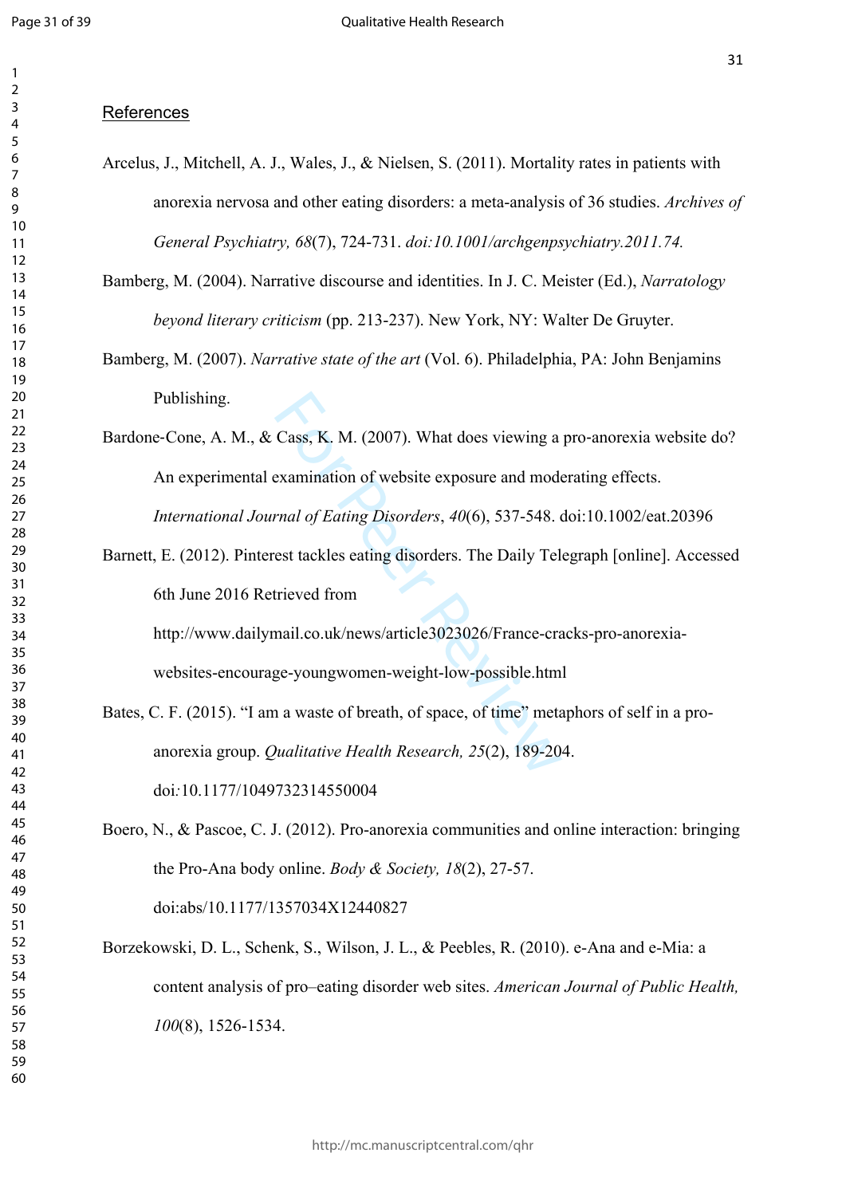## References

Arcelus, J., Mitchell, A. J., Wales, J., & Nielsen, S. (2011). Mortality rates in patients with anorexia nervosa and other eating disorders: a meta-analysis of 36 studies. *Archives of General Psychiatry, 68*(7), 724-731. *doi:10.1001/archgenpsychiatry.2011.74.*

Bamberg, M. (2004). Narrative discourse and identities. In J. C. Meister (Ed.), *Narratology beyond literary criticism* (pp. 213-237). New York, NY: Walter De Gruyter.

Bamberg, M. (2007). *Narrative state of the art* (Vol. 6). Philadelphia, PA: John Benjamins Publishing.

Bardone-Cone, A. M., & Cass, K. M. (2007). What does viewing a pro-anorexia website do? An experimental examination of website exposure and moderating effects. *International Journal of Eating Disorders*, *40*(6), 537-548. doi:10.1002/eat.20396

Barnett, E. (2012). Pinterest tackles eating disorders. The Daily Telegraph [online]. Accessed 6th June 2016 Retrieved from http://www.dailymail.co.uk/news/article3023026/France-cracks-pro-anorexia-websites-encourage-youngwomen-weight-low-possible.html

Bates, C. F. (2015). "I am a waste of breath, of space, of time" metaphors of self in a pro-anorexia group. *Qualitative Health Research, 25*(2), 189-204. doi*:*10.1177/1049732314550004

Boero, N., & Pascoe, C. J. (2012). Pro-anorexia communities and online interaction: bringing the Pro-Ana body online. *Body & Society, 18*(2), 27-57. doi:abs/10.1177/1357034X12440827

Borzekowski, D. L., Schenk, S., Wilson, J. L., & Peebles, R. (2010). e-Ana and e-Mia: a content analysis of pro–eating disorder web sites. *American Journal of Public Health, 100*(8), 1526-1534.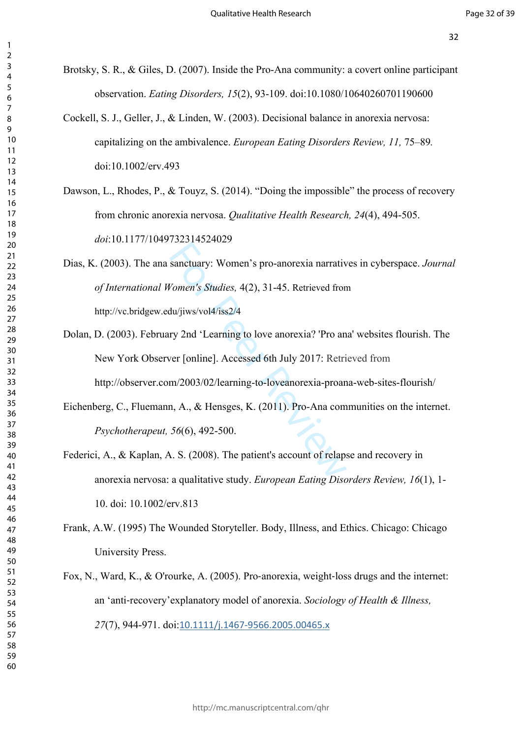Brotsky, S. R., & Giles, D. (2007). Inside the Pro-Ana community: a covert online participant observation. *Eating Disorders, 15*(2), 93-109. doi:10.1080/10640260701190600

Cockell, S. J., Geller, J., & Linden, W. (2003). Decisional balance in anorexia nervosa: capitalizing on the ambivalence. *European Eating Disorders Review, 11,* 75–89*.* doi:10.1002/erv.493

Dawson, L., Rhodes, P., & Touyz, S. (2014). "Doing the impossible" the process of recovery from chronic anorexia nervosa. *Qualitative Health Research, 24*(4), 494-505. *doi*:10.1177/1049732314524029

Dias, K. (2003). The ana sanctuary: Women's pro-anorexia narratives in cyberspace. *Journal of International Women's Studies,* 4(2), 31-45. Retrieved from http://vc.bridgew.edu/jiws/vol4/iss2/4

Dolan, D. (2003). February 2nd 'Learning to love anorexia? 'Pro ana' websites flourish. The New York Observer [online]. Accessed 6th July 2017: Retrieved from http://observer.com/2003/02/learning-to-loveanorexia-proana-web-sites-flourish/

Eichenberg, C., Fluemann, A., & Hensges, K. (2011). Pro-Ana communities on the internet. *Psychotherapeut, 56*(6), 492-500.

Federici, A., & Kaplan, A. S. (2008). The patient's account of relapse and recovery in anorexia nervosa: a qualitative study. *European Eating Disorders Review, 16*(1), 1-10. doi: 10.1002/erv.813

Frank, A.W. (1995) The Wounded Storyteller. Body, Illness, and Ethics. Chicago: Chicago University Press.

Fox, N., Ward, K., & O'rourke, A. (2005). Pro-anorexia, weight-loss drugs and the internet: an 'anti-recovery'explanatory model of anorexia. *Sociology of Health & Illness, 27*(7), 944-971. doi:10.1111/j.1467-9566.2005.00465.x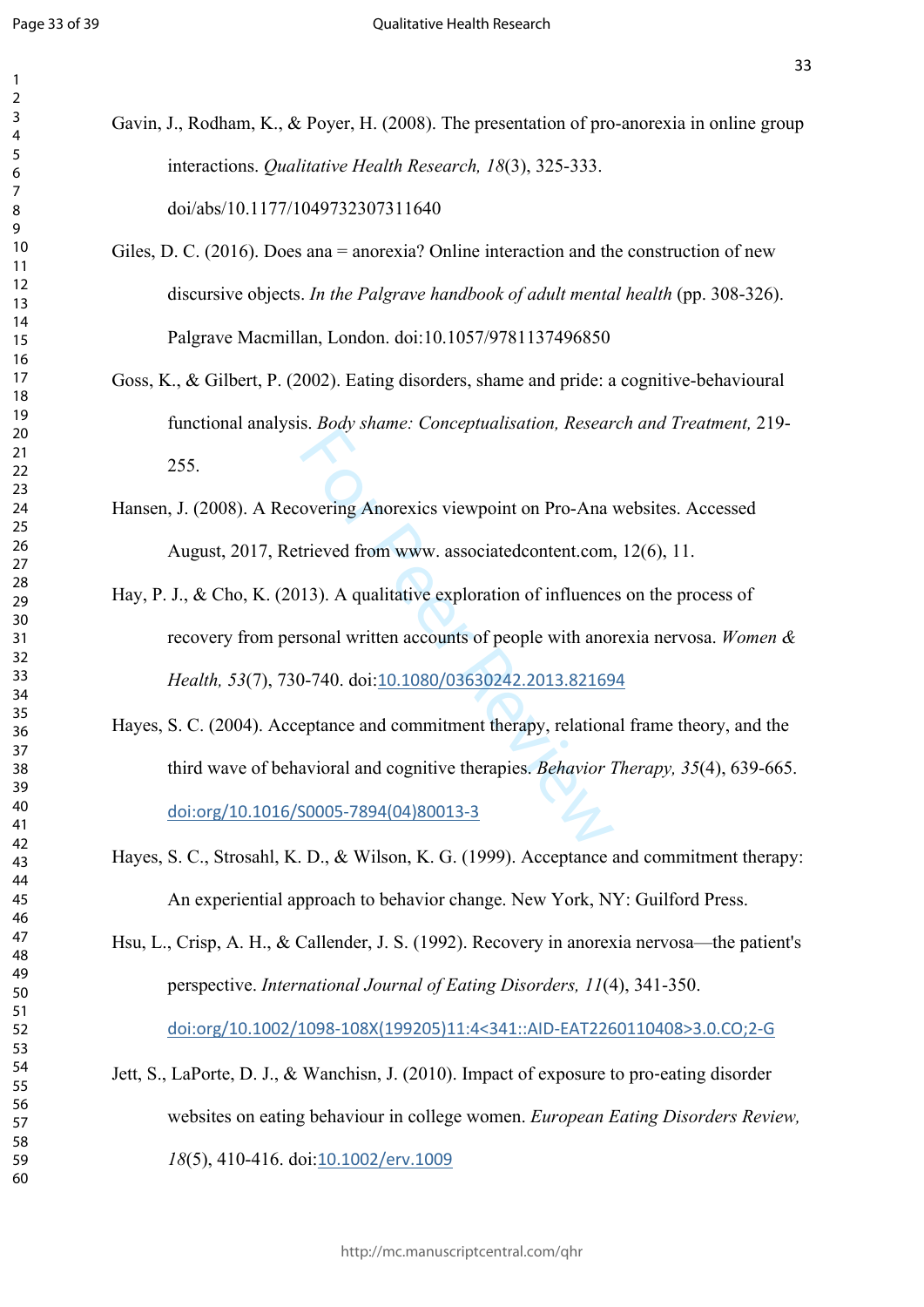Gavin, J., Rodham, K., & Poyer, H. (2008). The presentation of pro-anorexia in online group interactions. *Qualitative Health Research, 18*(3), 325-333. doi/abs/10.1177/1049732307311640

Giles, D. C. (2016). Does ana = anorexia? Online interaction and the construction of new discursive objects. *In the Palgrave handbook of adult mental health* (pp. 308-326). Palgrave Macmillan, London. doi:10.1057/9781137496850

Goss, K., & Gilbert, P. (2002). Eating disorders, shame and pride: a cognitive-behavioural functional analysis. *Body shame: Conceptualisation, Research and Treatment,* 219-255.

Hansen, J. (2008). A Recovering Anorexics viewpoint on Pro-Ana websites. Accessed August, 2017, Retrieved from www. associatedcontent.com, 12(6), 11.

Hay, P. J., & Cho, K. (2013). A qualitative exploration of influences on the process of recovery from personal written accounts of people with anorexia nervosa. *Women & Health, 53*(7), 730-740. doi:10.1080/03630242.2013.821694

Hayes, S. C. (2004). Acceptance and commitment therapy, relational frame theory, and the third wave of behavioral and cognitive therapies. *Behavior Therapy, 35*(4), 639-665. doi:org/10.1016/S0005-7894(04)80013-3

Hayes, S. C., Strosahl, K. D., & Wilson, K. G. (1999). Acceptance and commitment therapy: An experiential approach to behavior change. New York, NY: Guilford Press.

Hsu, L., Crisp, A. H., & Callender, J. S. (1992). Recovery in anorexia nervosa—the patient's perspective. *International Journal of Eating Disorders, 11*(4), 341-350. doi:org/10.1002/1098-108X(199205)11:4<341::AID-EAT2260110408>3.0.CO;2-G

Jett, S., LaPorte, D. J., & Wanchisn, J. (2010). Impact of exposure to pro-eating disorder websites on eating behaviour in college women. *European Eating Disorders Review, 18*(5), 410-416. doi:10.1002/erv.1009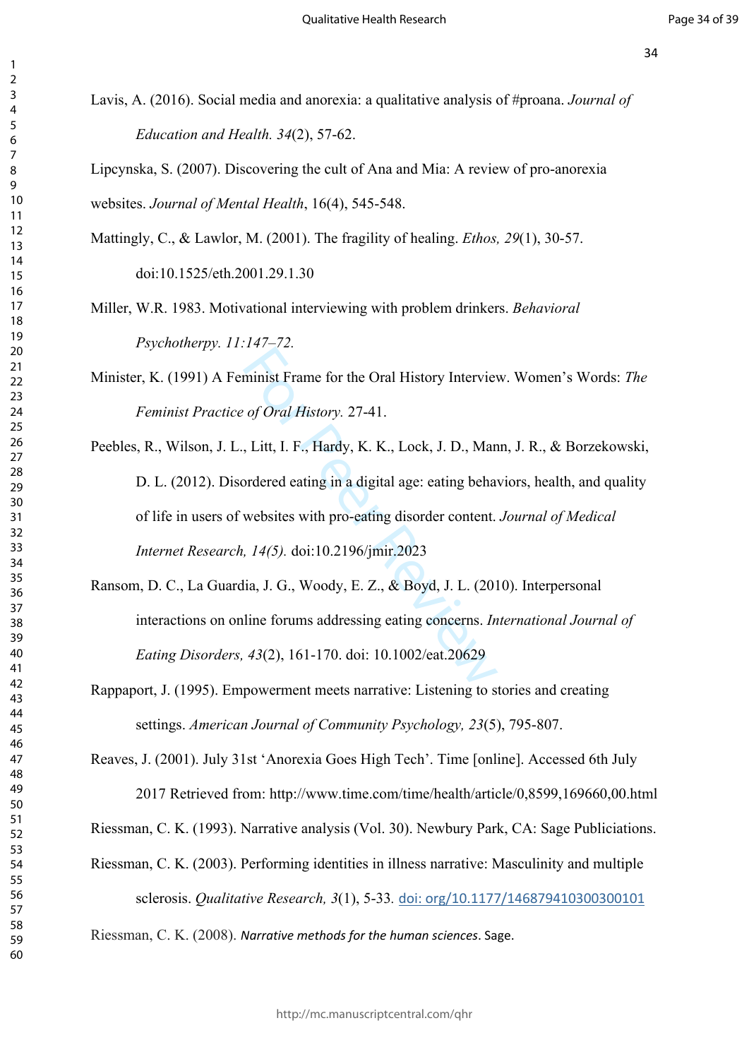Lavis, A. (2016). Social media and anorexia: a qualitative analysis of #proana. *Journal of Education and Health. 34*(2), 57-62.

Lipcynska, S. (2007). Discovering the cult of Ana and Mia: A review of pro-anorexia websites. *Journal of Mental Health*, 16(4), 545-548.

Mattingly, C., & Lawlor, M. (2001). The fragility of healing. *Ethos, 29*(1), 30-57. doi:10.1525/eth.2001.29.1.30

Miller, W.R. 1983. Motivational interviewing with problem drinkers. *Behavioral Psychotherpy. 11:147–72.*

Minister, K. (1991) A Feminist Frame for the Oral History Interview. Women's Words: *The Feminist Practice of Oral History.* 27-41.

Peebles, R., Wilson, J. L., Litt, I. F., Hardy, K. K., Lock, J. D., Mann, J. R., & Borzekowski, D. L. (2012). Disordered eating in a digital age: eating behaviors, health, and quality of life in users of websites with pro-eating disorder content. *Journal of Medical Internet Research, 14(5).* doi:10.2196/jmir.2023

Ransom, D. C., La Guardia, J. G., Woody, E. Z., & Boyd, J. L. (2010). Interpersonal interactions on online forums addressing eating concerns. *International Journal of Eating Disorders, 43*(2), 161-170. doi: 10.1002/eat.20629

Rappaport, J. (1995). Empowerment meets narrative: Listening to stories and creating settings. *American Journal of Community Psychology, 23*(5), 795-807.

Reaves, J. (2001). July 31st 'Anorexia Goes High Tech'. Time [online]. Accessed 6th July 2017 Retrieved from: http://www.time.com/time/health/article/0,8599,169660,00.html

Riessman, C. K. (1993). Narrative analysis (Vol. 30). Newbury Park, CA: Sage Publiciations.

Riessman, C. K. (2003). Performing identities in illness narrative: Masculinity and multiple sclerosis. *Qualitative Research, 3*(1), 5-33. doi: org/10.1177/146879410300300101

Riessman, C. K. (2008). *Narrative methods for the human sciences*. Sage.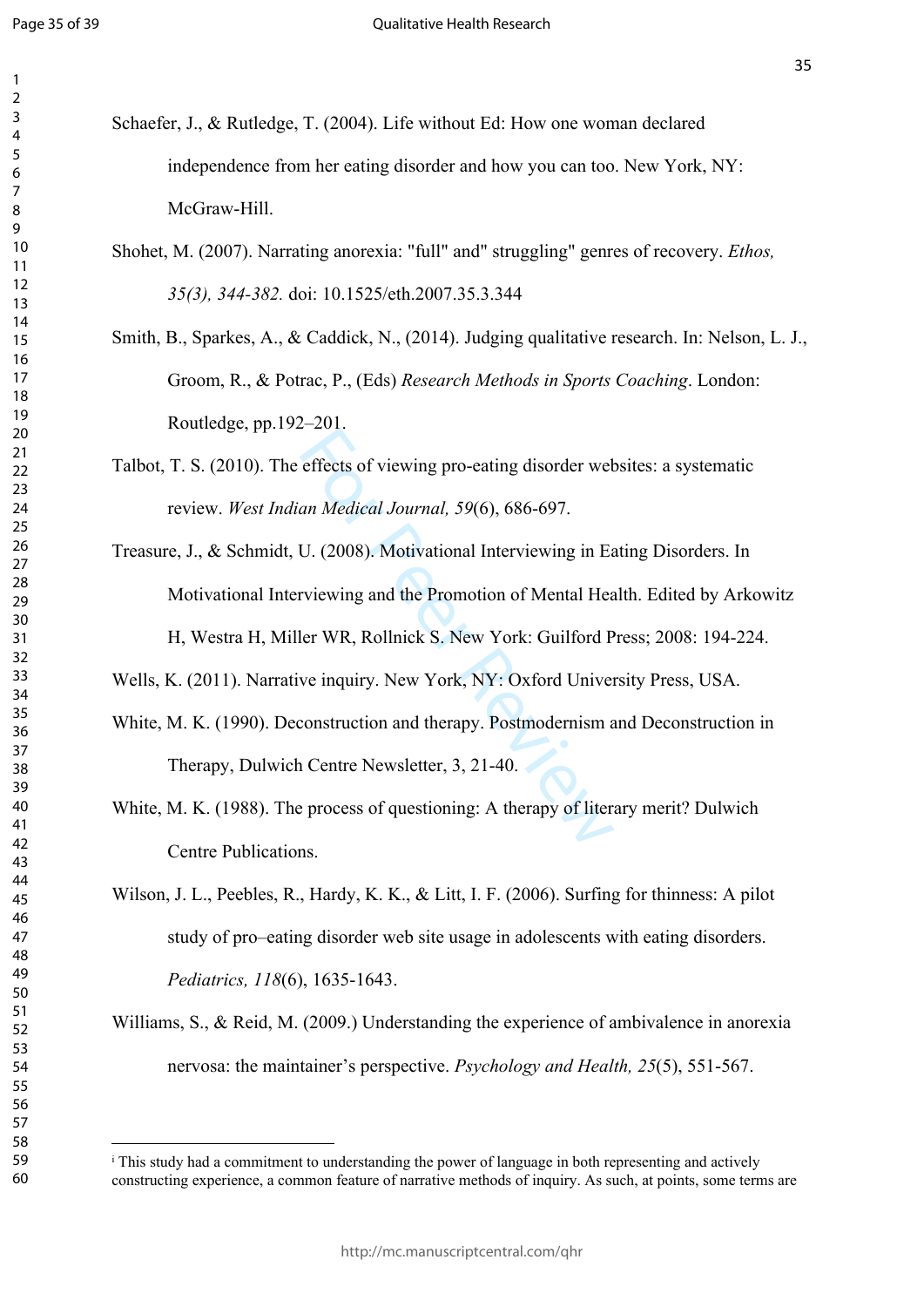Schaefer, J., & Rutledge, T. (2004). Life without Ed: How one woman declared independence from her eating disorder and how you can too. New York, NY: McGraw-Hill.

Shohet, M. (2007). Narrating anorexia: "full" and" struggling" genres of recovery. *Ethos, 35(3), 344-382.* doi: 10.1525/eth.2007.35.3.344

Smith, B., Sparkes, A., & Caddick, N., (2014). Judging qualitative research. In: Nelson, L. J., Groom, R., & Potrac, P., (Eds) *Research Methods in Sports Coaching*. London: Routledge, pp.192–201.

Talbot, T. S. (2010). The effects of viewing pro-eating disorder websites: a systematic review. *West Indian Medical Journal, 59*(6), 686-697.

Treasure, J., & Schmidt, U. (2008). Motivational Interviewing in Eating Disorders. In Motivational Interviewing and the Promotion of Mental Health. Edited by Arkowitz H, Westra H, Miller WR, Rollnick S. New York: Guilford Press; 2008: 194-224.

Wells, K. (2011). Narrative inquiry. New York, NY: Oxford University Press, USA.

White, M. K. (1990). Deconstruction and therapy. Postmodernism and Deconstruction in Therapy, Dulwich Centre Newsletter, 3, 21-40.

White, M. K. (1988). The process of questioning: A therapy of literary merit? Dulwich Centre Publications.

Wilson, J. L., Peebles, R., Hardy, K. K., & Litt, I. F. (2006). Surfing for thinness: A pilot study of pro–eating disorder web site usage in adolescents with eating disorders. *Pediatrics, 118*(6), 1635-1643.

Williams, S., & Reid, M. (2009.) Understanding the experience of ambivalence in anorexia nervosa: the maintainer's perspective. *Psychology and Health, 25*(5), 551-567.

---

[i] This study had a commitment to understanding the power of language in both representing and actively constructing experience, a common feature of narrative methods of inquiry. As such, at points, some terms are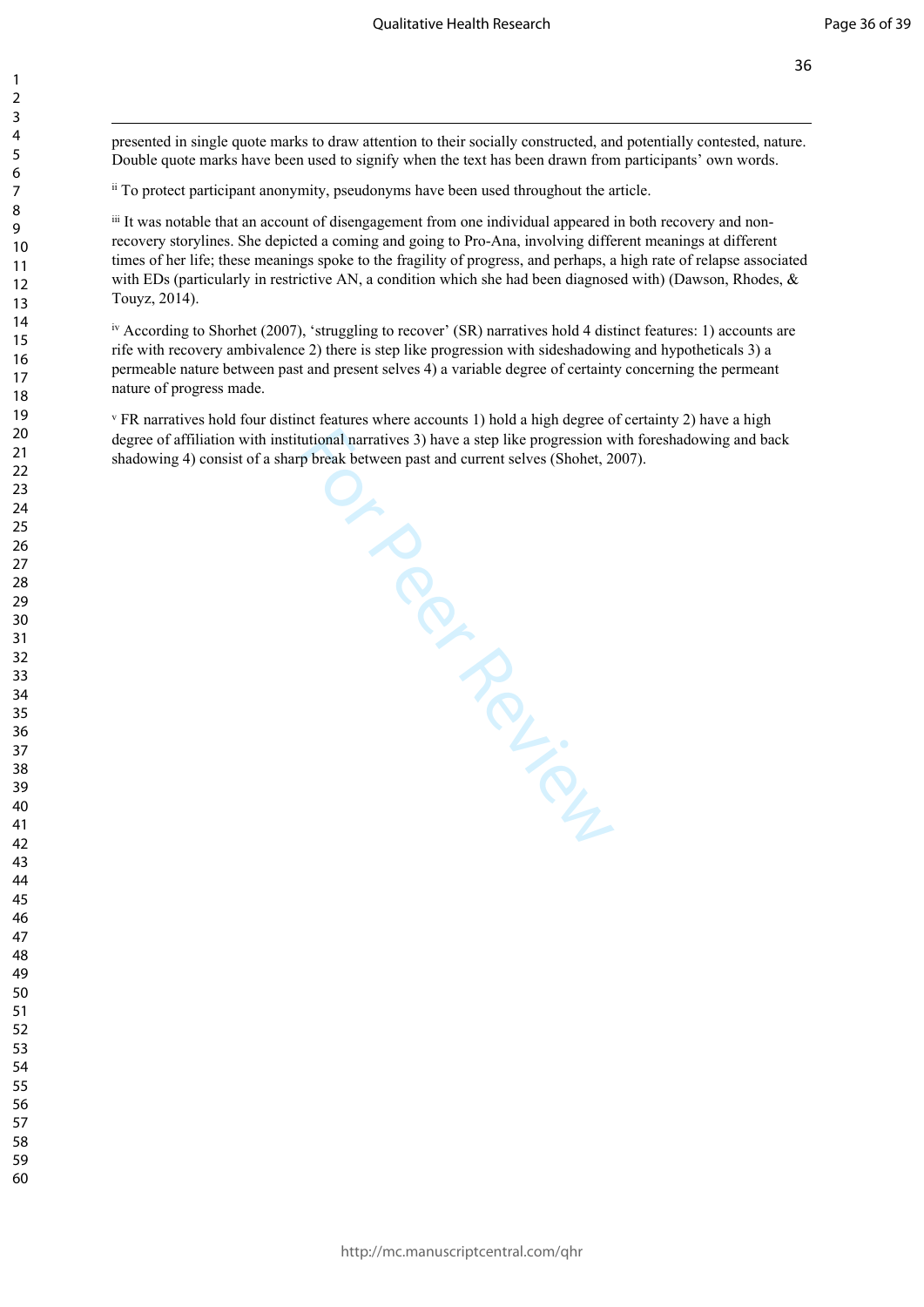presented in single quote marks to draw attention to their socially constructed, and potentially contested, nature. Double quote marks have been used to signify when the text has been drawn from participants' own words.

[ii] To protect participant anonymity, pseudonyms have been used throughout the article.

[iii] It was notable that an account of disengagement from one individual appeared in both recovery and non-recovery storylines. She depicted a coming and going to Pro-Ana, involving different meanings at different times of her life; these meanings spoke to the fragility of progress, and perhaps, a high rate of relapse associated with EDs (particularly in restrictive AN, a condition which she had been diagnosed with) (Dawson, Rhodes, & Touyz, 2014).

[iv] According to Shorhet (2007), 'struggling to recover' (SR) narratives hold 4 distinct features: 1) accounts are rife with recovery ambivalence 2) there is step like progression with sideshadowing and hypotheticals 3) a permeable nature between past and present selves 4) a variable degree of certainty concerning the permeant nature of progress made.

[v] FR narratives hold four distinct features where accounts 1) hold a high degree of certainty 2) have a high degree of affiliation with institutional narratives 3) have a step like progression with foreshadowing and back shadowing 4) consist of a sharp break between past and current selves (Shohet, 2007).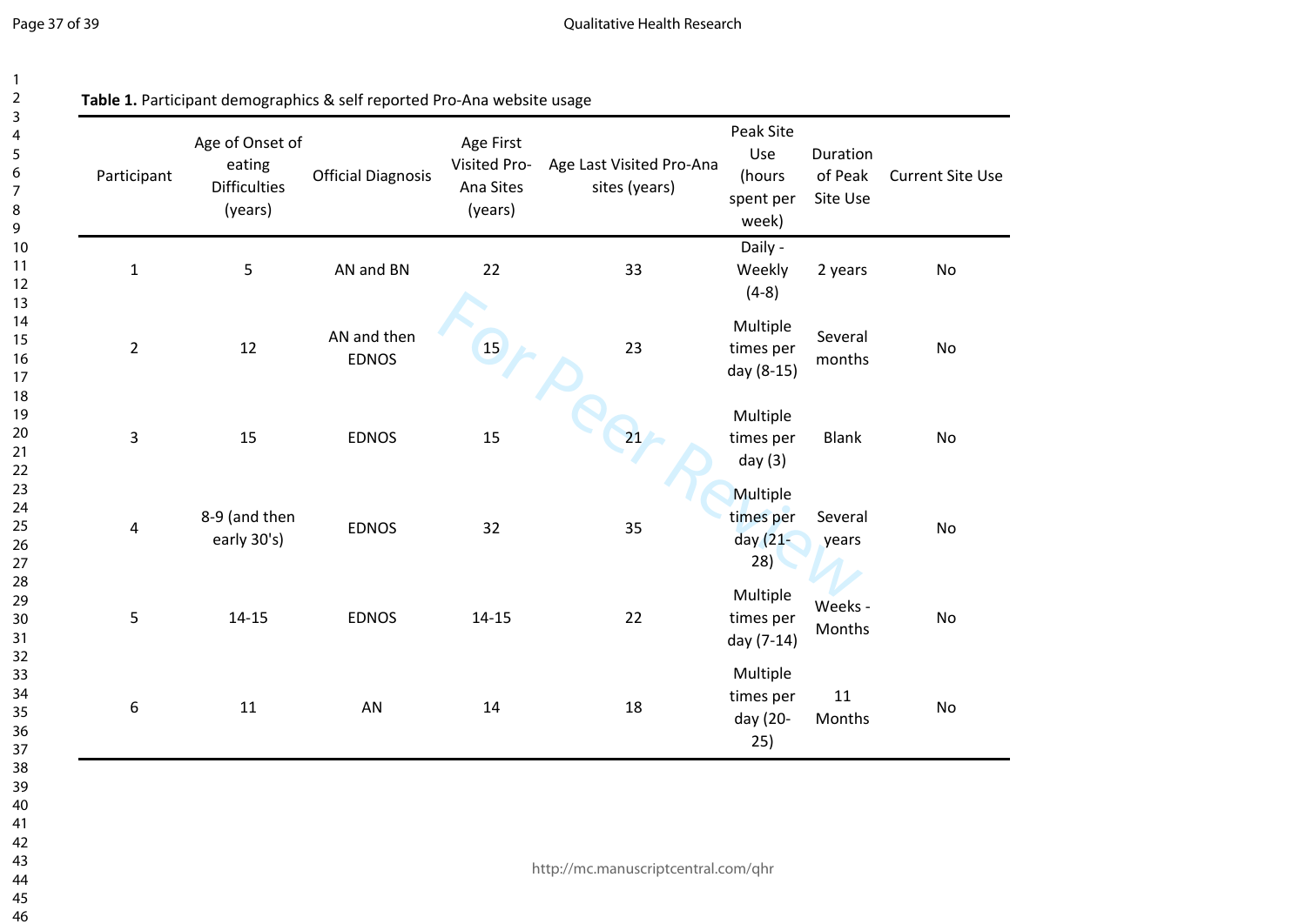**Table 1.** Participant demographics & self reported Pro-Ana website usage

| Participant | Age of Onset of eating Difficulties (years) | Official Diagnosis | Age First Visited Pro-Ana Sites (years) | Age Last Visited Pro-Ana sites (years) | Peak Site Use (hours spent per week) | Duration of Peak Site Use | Current Site Use |
|---|---|---|---|---|---|---|---|
| 1 | 5 | AN and BN | 22 | 33 | Daily - Weekly (4-8) | 2 years | No |
| 2 | 12 | AN and then EDNOS | 15 | 23 | Multiple times per day (8-15) | Several months | No |
| 3 | 15 | EDNOS | 15 | 21 | Multiple times per day (3) | Blank | No |
| 4 | 8-9 (and then early 30's) | EDNOS | 32 | 35 | Multiple times per day (21-28) | Several years | No |
| 5 | 14-15 | EDNOS | 14-15 | 22 | Multiple times per day (7-14) | Weeks - Months | No |
| 6 | 11 | AN | 14 | 18 | Multiple times per day (20-25) | 11 Months | No |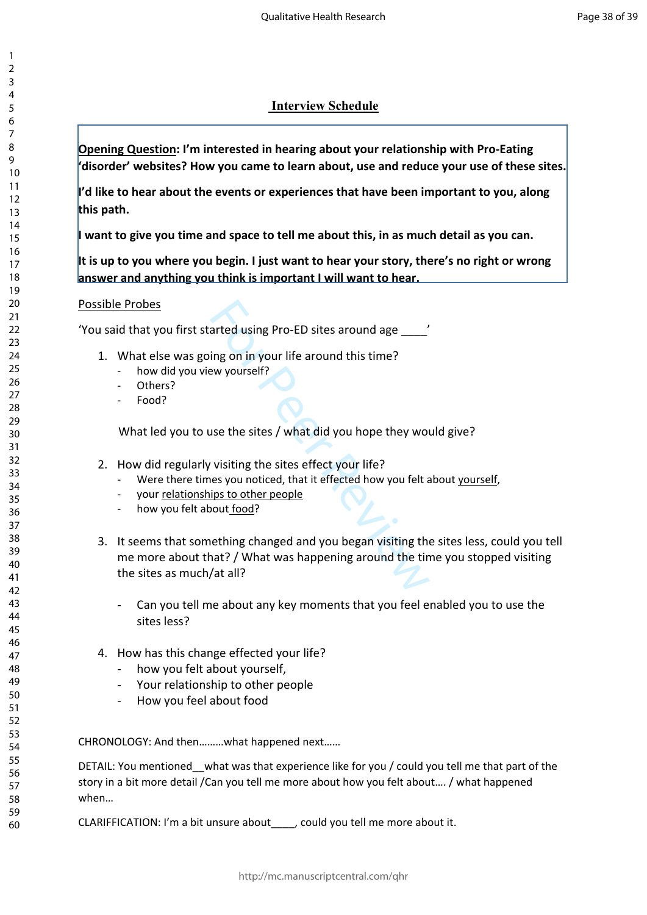## Interview Schedule

**<u>Opening Question</u>: I'm interested in hearing about your relationship with Pro-Eating 'disorder' websites? How you came to learn about, use and reduce your use of these sites.**

**I'd like to hear about the events or experiences that have been important to you, along this path.**

**I want to give you time and space to tell me about this, in as much detail as you can.**

**It is up to you where you begin. I just want to hear your story, there's no right or wrong answer and anything you think is important I will want to hear.**

<u>Possible Probes</u>

'You said that you first started using Pro-ED sites around age ____'

1. What else was going on in your life around this time?
   - how did you view yourself?
   - Others?
   - Food?

   What led you to use the sites / what did you hope they would give?

2. How did regularly visiting the sites effect your life?
   - Were there times you noticed, that it effected how you felt about <u>yourself</u>,
   - your <u>relationships to other people</u>
   - how you felt about <u>food</u>?

3. It seems that something changed and you began visiting the sites less, could you tell me more about that? / What was happening around the time you stopped visiting the sites as much/at all?

   - Can you tell me about any key moments that you feel enabled you to use the sites less?

4. How has this change effected your life?
   - how you felt about yourself,
   - Your relationship to other people
   - How you feel about food

CHRONOLOGY: And then………what happened next……

DETAIL: You mentioned__what was that experience like for you / could you tell me that part of the story in a bit more detail /Can you tell me more about how you felt about…. / what happened when…

CLARIFFICATION: I'm a bit unsure about____, could you tell me more about it.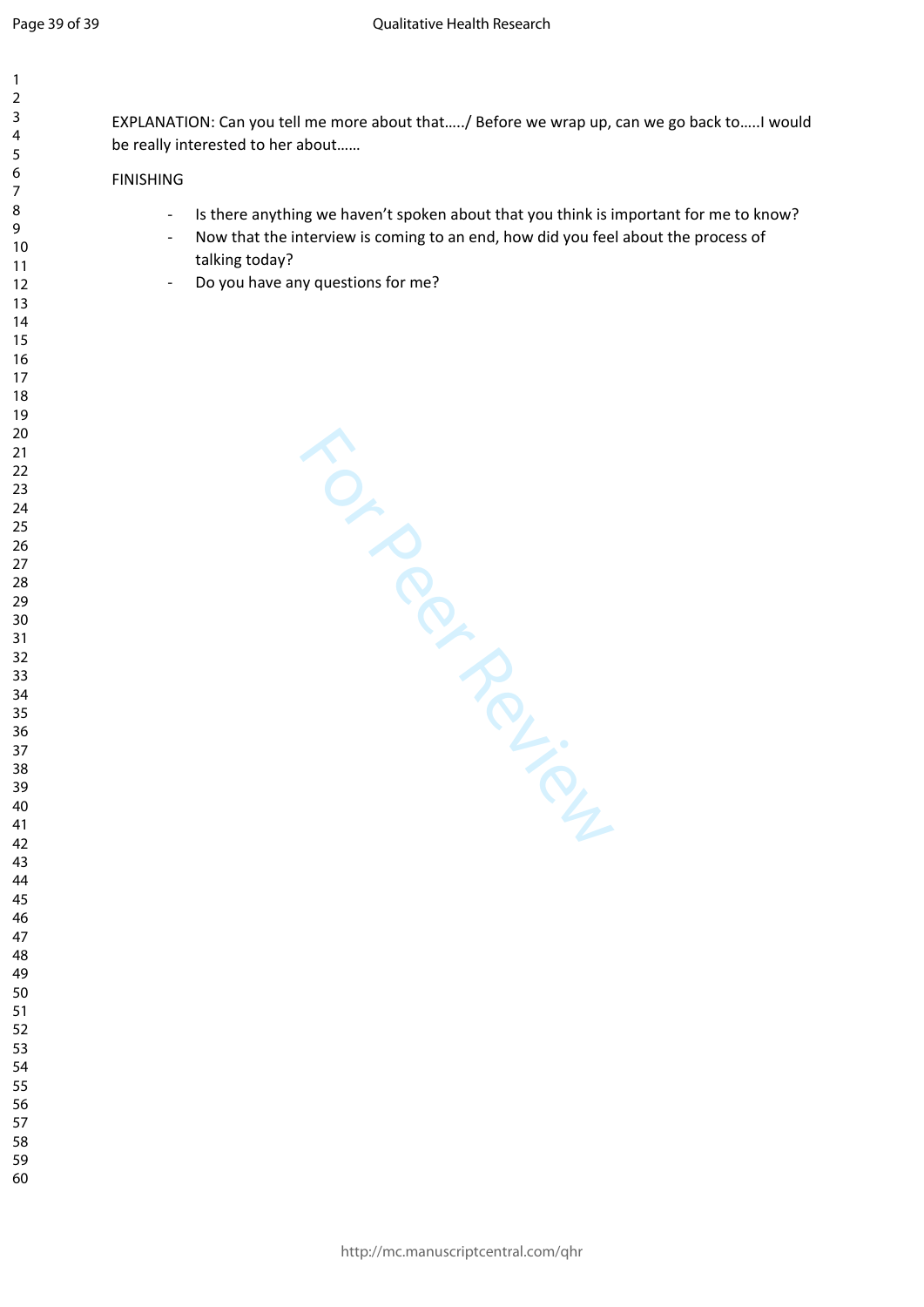EXPLANATION: Can you tell me more about that…../ Before we wrap up, can we go back to…..I would be really interested to her about……

FINISHING

- Is there anything we haven't spoken about that you think is important for me to know?
- Now that the interview is coming to an end, how did you feel about the process of talking today?
- Do you have any questions for me?